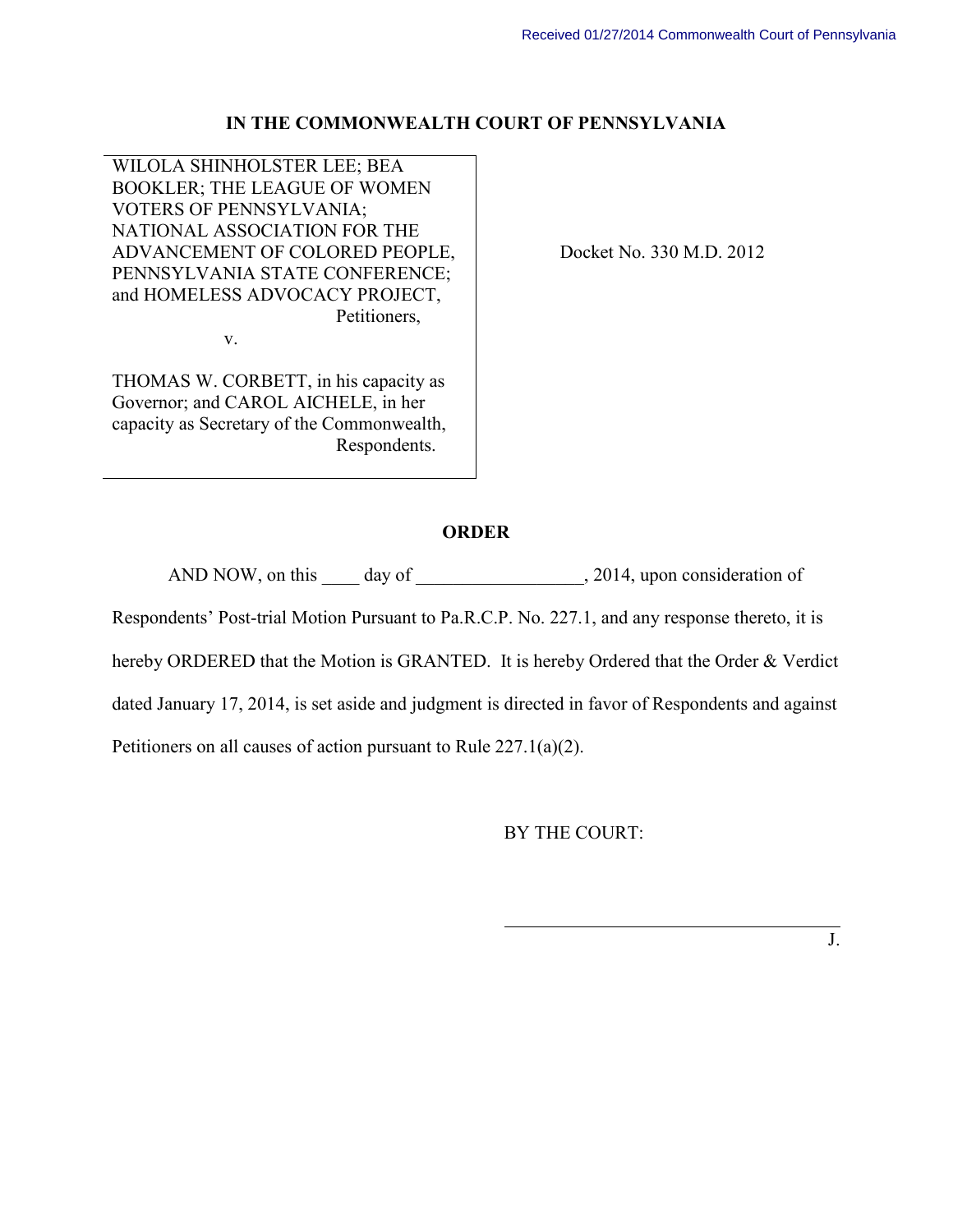Received 01/27/2014 Commonwealth Court of Pennsylvania

**IN THE COMMONWEALTH COURT OF PENNSYLVANIA**

| | |
|---|---|
| WILOLA SHINHOLSTER LEE; BEA BOOKLER; THE LEAGUE OF WOMEN VOTERS OF PENNSYLVANIA; NATIONAL ASSOCIATION FOR THE ADVANCEMENT OF COLORED PEOPLE, PENNSYLVANIA STATE CONFERENCE; and HOMELESS ADVOCACY PROJECT, Petitioners, <br> v. <br> THOMAS W. CORBETT, in his capacity as Governor; and CAROL AICHELE, in her capacity as Secretary of the Commonwealth, Respondents. | Docket No. 330 M.D. 2012 |

**ORDER**

AND NOW, on this ____ day of _________________, 2014, upon consideration of Respondents' Post-trial Motion Pursuant to Pa.R.C.P. No. 227.1, and any response thereto, it is hereby ORDERED that the Motion is GRANTED. It is hereby Ordered that the Order & Verdict dated January 17, 2014, is set aside and judgment is directed in favor of Respondents and against Petitioners on all causes of action pursuant to Rule 227.1(a)(2).

BY THE COURT:

_______________________________ J.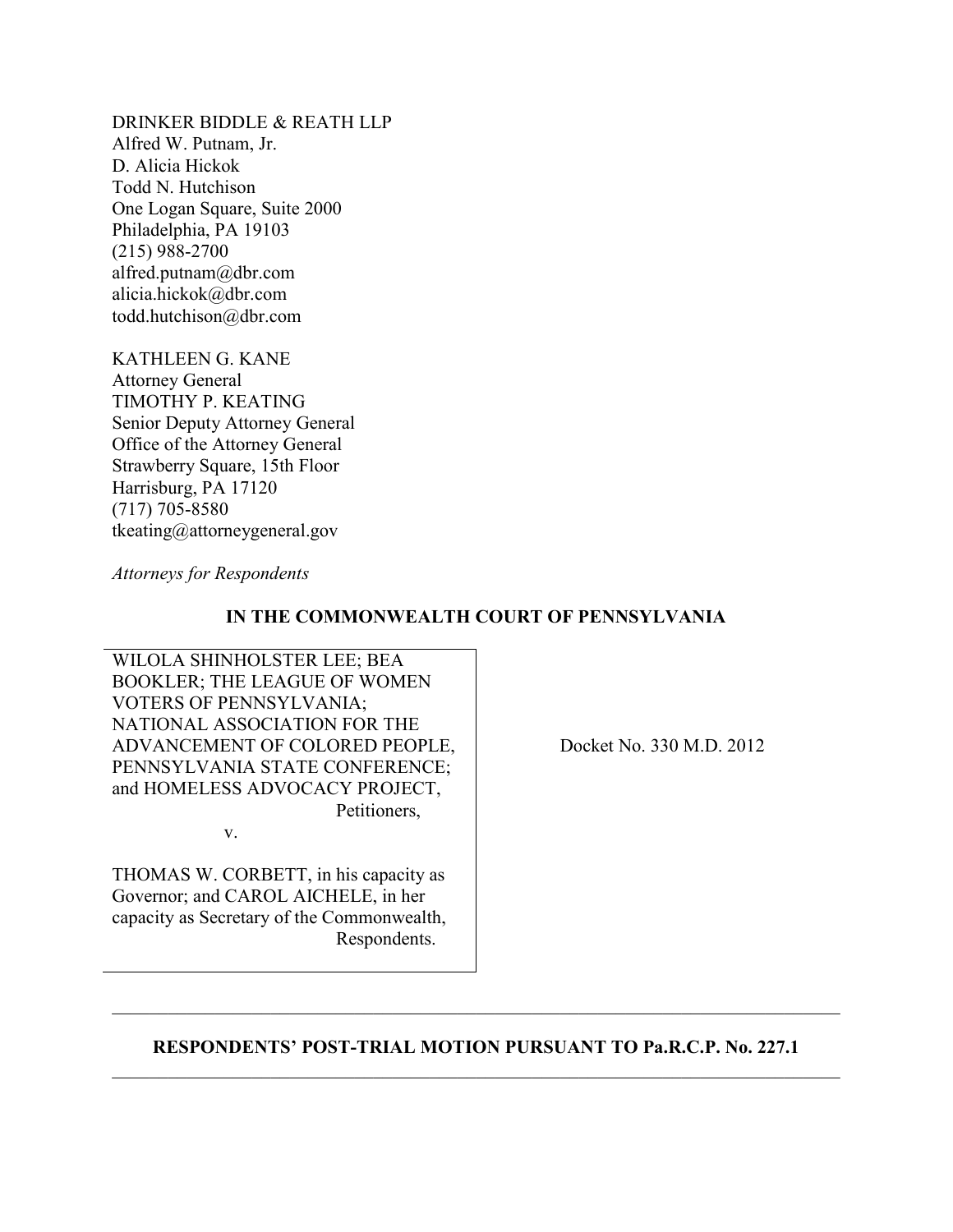DRINKER BIDDLE & REATH LLP
Alfred W. Putnam, Jr.
D. Alicia Hickok
Todd N. Hutchison
One Logan Square, Suite 2000
Philadelphia, PA 19103
(215) 988-2700
alfred.putnam@dbr.com
alicia.hickok@dbr.com
todd.hutchison@dbr.com

KATHLEEN G. KANE
Attorney General
TIMOTHY P. KEATING
Senior Deputy Attorney General
Office of the Attorney General
Strawberry Square, 15th Floor
Harrisburg, PA 17120
(717) 705-8580
tkeating@attorneygeneral.gov

*Attorneys for Respondents*

**IN THE COMMONWEALTH COURT OF PENNSYLVANIA**

| | |
|---|---|
| WILOLA SHINHOLSTER LEE; BEA BOOKLER; THE LEAGUE OF WOMEN VOTERS OF PENNSYLVANIA; NATIONAL ASSOCIATION FOR THE ADVANCEMENT OF COLORED PEOPLE, PENNSYLVANIA STATE CONFERENCE; and HOMELESS ADVOCACY PROJECT, Petitioners,<br><br>v.<br><br>THOMAS W. CORBETT, in his capacity as Governor; and CAROL AICHELE, in her capacity as Secretary of the Commonwealth, Respondents. | Docket No. 330 M.D. 2012 |

---

**RESPONDENTS' POST-TRIAL MOTION PURSUANT TO Pa.R.C.P. No. 227.1**

---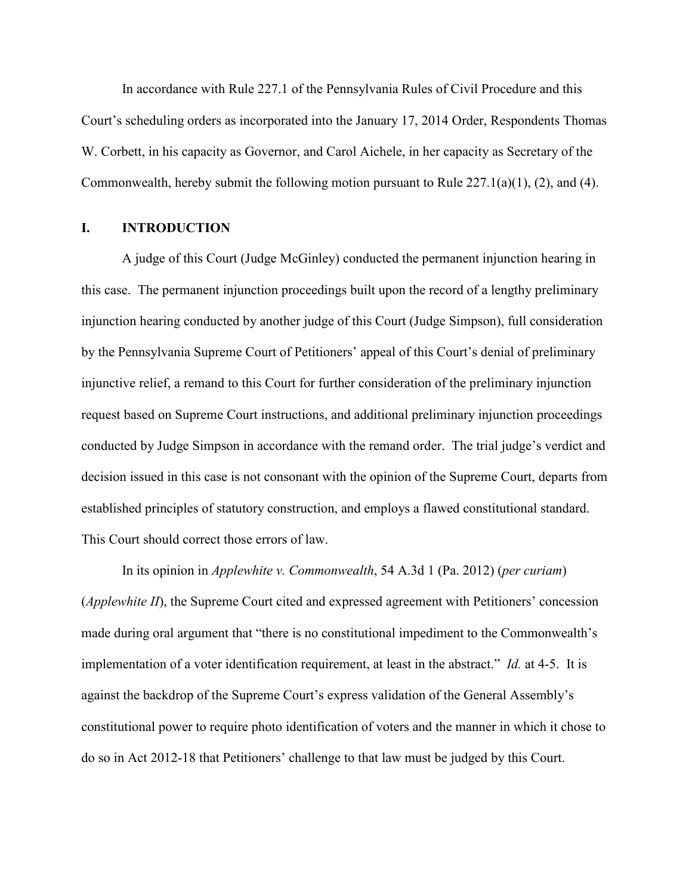In accordance with Rule 227.1 of the Pennsylvania Rules of Civil Procedure and this Court's scheduling orders as incorporated into the January 17, 2014 Order, Respondents Thomas W. Corbett, in his capacity as Governor, and Carol Aichele, in her capacity as Secretary of the Commonwealth, hereby submit the following motion pursuant to Rule 227.1(a)(1), (2), and (4).

## I. INTRODUCTION

A judge of this Court (Judge McGinley) conducted the permanent injunction hearing in this case. The permanent injunction proceedings built upon the record of a lengthy preliminary injunction hearing conducted by another judge of this Court (Judge Simpson), full consideration by the Pennsylvania Supreme Court of Petitioners' appeal of this Court's denial of preliminary injunctive relief, a remand to this Court for further consideration of the preliminary injunction request based on Supreme Court instructions, and additional preliminary injunction proceedings conducted by Judge Simpson in accordance with the remand order. The trial judge's verdict and decision issued in this case is not consonant with the opinion of the Supreme Court, departs from established principles of statutory construction, and employs a flawed constitutional standard. This Court should correct those errors of law.

In its opinion in *Applewhite v. Commonwealth*, 54 A.3d 1 (Pa. 2012) (*per curiam*) (*Applewhite II*), the Supreme Court cited and expressed agreement with Petitioners' concession made during oral argument that "there is no constitutional impediment to the Commonwealth's implementation of a voter identification requirement, at least in the abstract." *Id.* at 4-5. It is against the backdrop of the Supreme Court's express validation of the General Assembly's constitutional power to require photo identification of voters and the manner in which it chose to do so in Act 2012-18 that Petitioners' challenge to that law must be judged by this Court.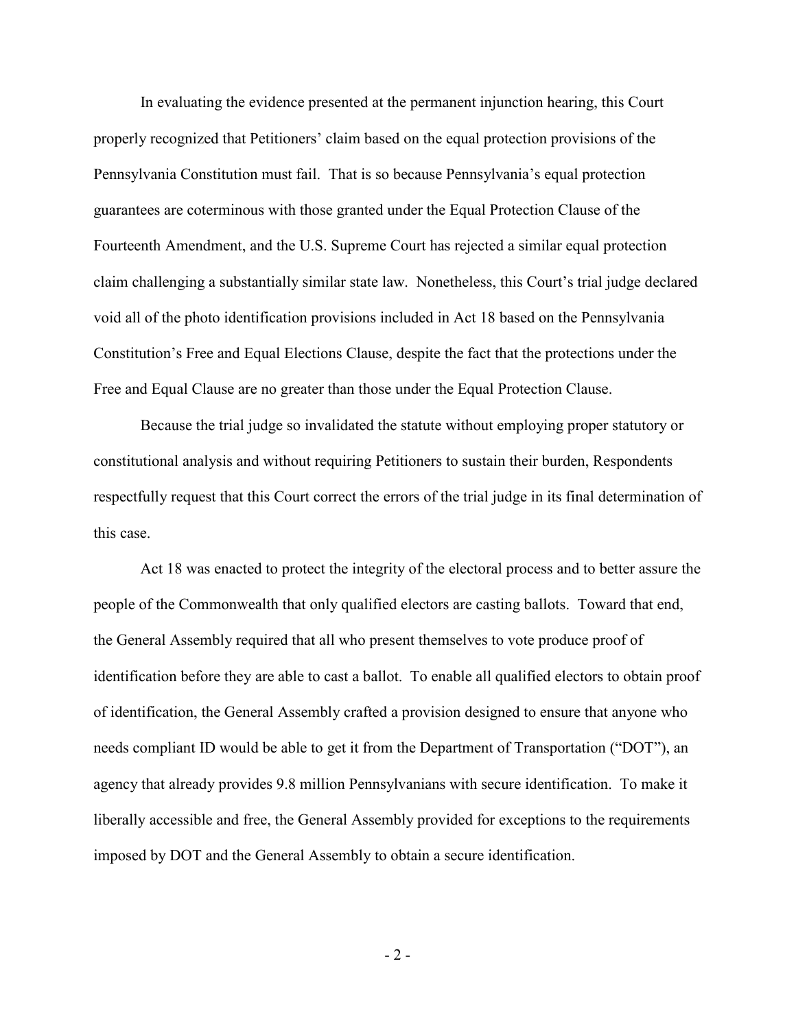In evaluating the evidence presented at the permanent injunction hearing, this Court properly recognized that Petitioners' claim based on the equal protection provisions of the Pennsylvania Constitution must fail. That is so because Pennsylvania's equal protection guarantees are coterminous with those granted under the Equal Protection Clause of the Fourteenth Amendment, and the U.S. Supreme Court has rejected a similar equal protection claim challenging a substantially similar state law. Nonetheless, this Court's trial judge declared void all of the photo identification provisions included in Act 18 based on the Pennsylvania Constitution's Free and Equal Elections Clause, despite the fact that the protections under the Free and Equal Clause are no greater than those under the Equal Protection Clause.

Because the trial judge so invalidated the statute without employing proper statutory or constitutional analysis and without requiring Petitioners to sustain their burden, Respondents respectfully request that this Court correct the errors of the trial judge in its final determination of this case.

Act 18 was enacted to protect the integrity of the electoral process and to better assure the people of the Commonwealth that only qualified electors are casting ballots. Toward that end, the General Assembly required that all who present themselves to vote produce proof of identification before they are able to cast a ballot. To enable all qualified electors to obtain proof of identification, the General Assembly crafted a provision designed to ensure that anyone who needs compliant ID would be able to get it from the Department of Transportation ("DOT"), an agency that already provides 9.8 million Pennsylvanians with secure identification. To make it liberally accessible and free, the General Assembly provided for exceptions to the requirements imposed by DOT and the General Assembly to obtain a secure identification.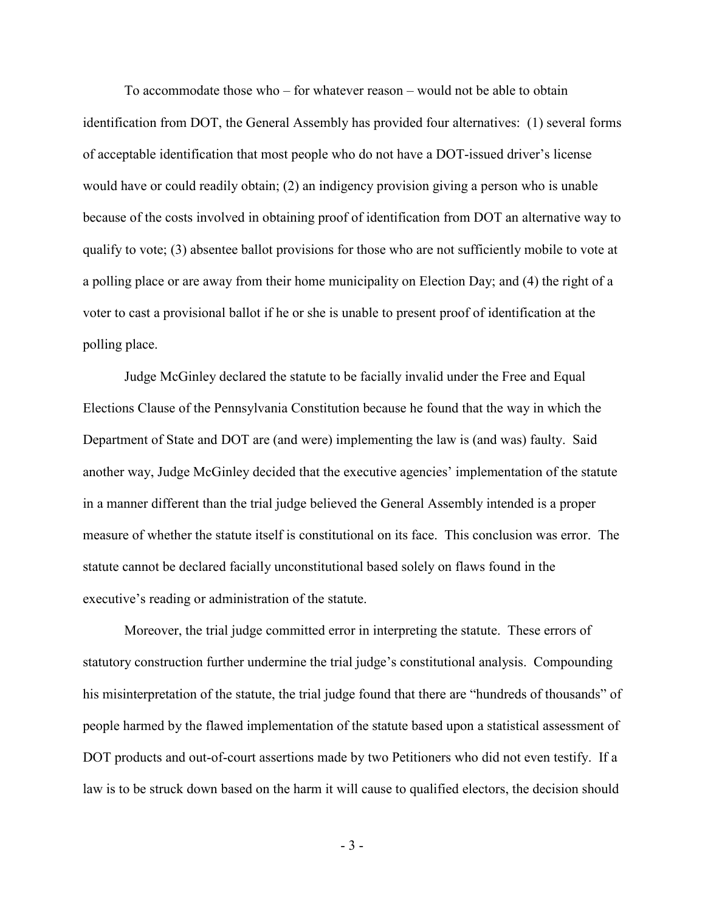To accommodate those who – for whatever reason – would not be able to obtain identification from DOT, the General Assembly has provided four alternatives: (1) several forms of acceptable identification that most people who do not have a DOT-issued driver's license would have or could readily obtain; (2) an indigency provision giving a person who is unable because of the costs involved in obtaining proof of identification from DOT an alternative way to qualify to vote; (3) absentee ballot provisions for those who are not sufficiently mobile to vote at a polling place or are away from their home municipality on Election Day; and (4) the right of a voter to cast a provisional ballot if he or she is unable to present proof of identification at the polling place.

Judge McGinley declared the statute to be facially invalid under the Free and Equal Elections Clause of the Pennsylvania Constitution because he found that the way in which the Department of State and DOT are (and were) implementing the law is (and was) faulty. Said another way, Judge McGinley decided that the executive agencies' implementation of the statute in a manner different than the trial judge believed the General Assembly intended is a proper measure of whether the statute itself is constitutional on its face. This conclusion was error. The statute cannot be declared facially unconstitutional based solely on flaws found in the executive's reading or administration of the statute.

Moreover, the trial judge committed error in interpreting the statute. These errors of statutory construction further undermine the trial judge's constitutional analysis. Compounding his misinterpretation of the statute, the trial judge found that there are "hundreds of thousands" of people harmed by the flawed implementation of the statute based upon a statistical assessment of DOT products and out-of-court assertions made by two Petitioners who did not even testify. If a law is to be struck down based on the harm it will cause to qualified electors, the decision should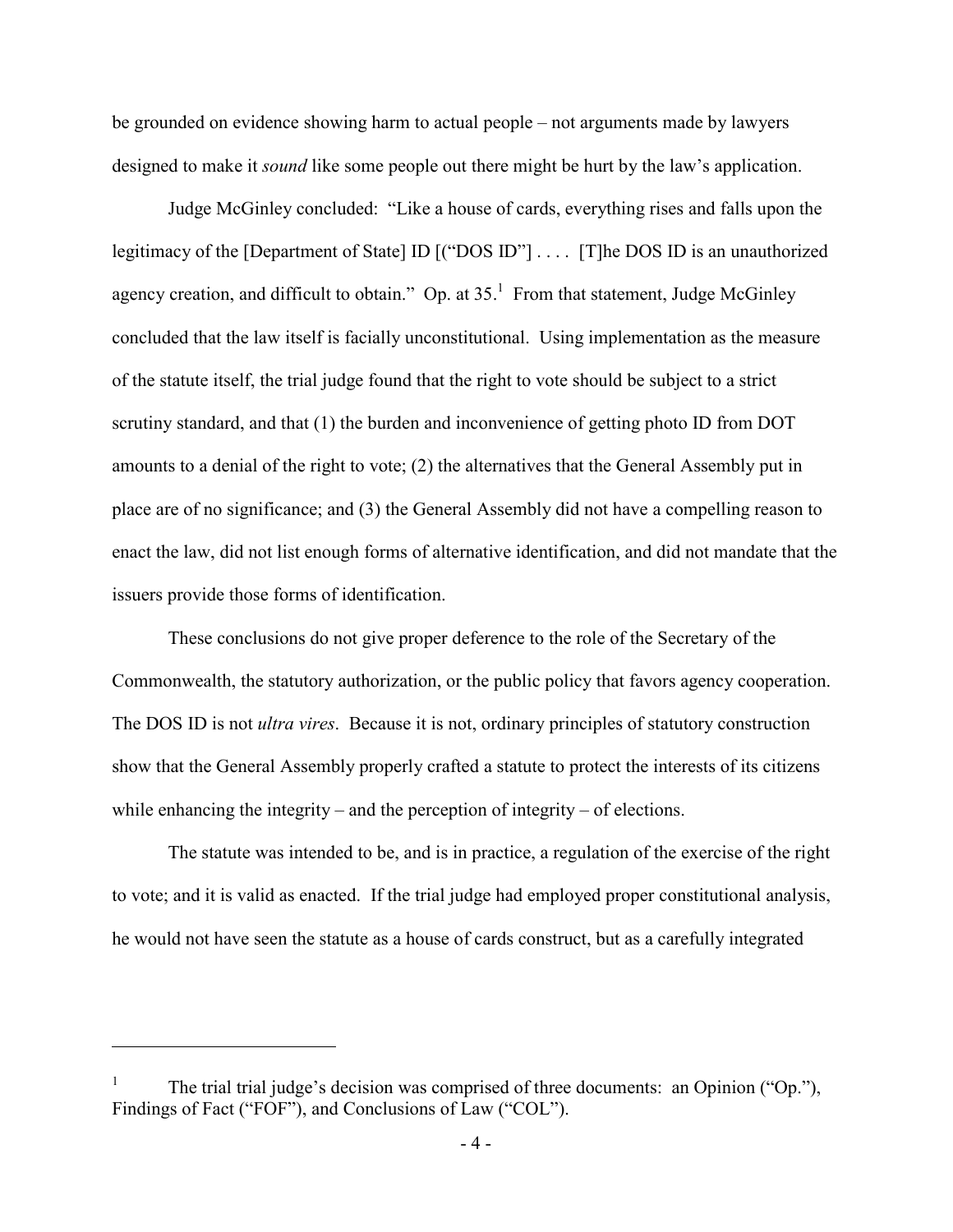be grounded on evidence showing harm to actual people – not arguments made by lawyers designed to make it *sound* like some people out there might be hurt by the law's application.

Judge McGinley concluded: "Like a house of cards, everything rises and falls upon the legitimacy of the [Department of State] ID [("DOS ID"] . . . . [T]he DOS ID is an unauthorized agency creation, and difficult to obtain." Op. at 35.[1] From that statement, Judge McGinley concluded that the law itself is facially unconstitutional. Using implementation as the measure of the statute itself, the trial judge found that the right to vote should be subject to a strict scrutiny standard, and that (1) the burden and inconvenience of getting photo ID from DOT amounts to a denial of the right to vote; (2) the alternatives that the General Assembly put in place are of no significance; and (3) the General Assembly did not have a compelling reason to enact the law, did not list enough forms of alternative identification, and did not mandate that the issuers provide those forms of identification.

These conclusions do not give proper deference to the role of the Secretary of the Commonwealth, the statutory authorization, or the public policy that favors agency cooperation. The DOS ID is not *ultra vires*. Because it is not, ordinary principles of statutory construction show that the General Assembly properly crafted a statute to protect the interests of its citizens while enhancing the integrity – and the perception of integrity – of elections.

The statute was intended to be, and is in practice, a regulation of the exercise of the right to vote; and it is valid as enacted. If the trial judge had employed proper constitutional analysis, he would not have seen the statute as a house of cards construct, but as a carefully integrated

---

[1] The trial trial judge's decision was comprised of three documents: an Opinion ("Op."), Findings of Fact ("FOF"), and Conclusions of Law ("COL").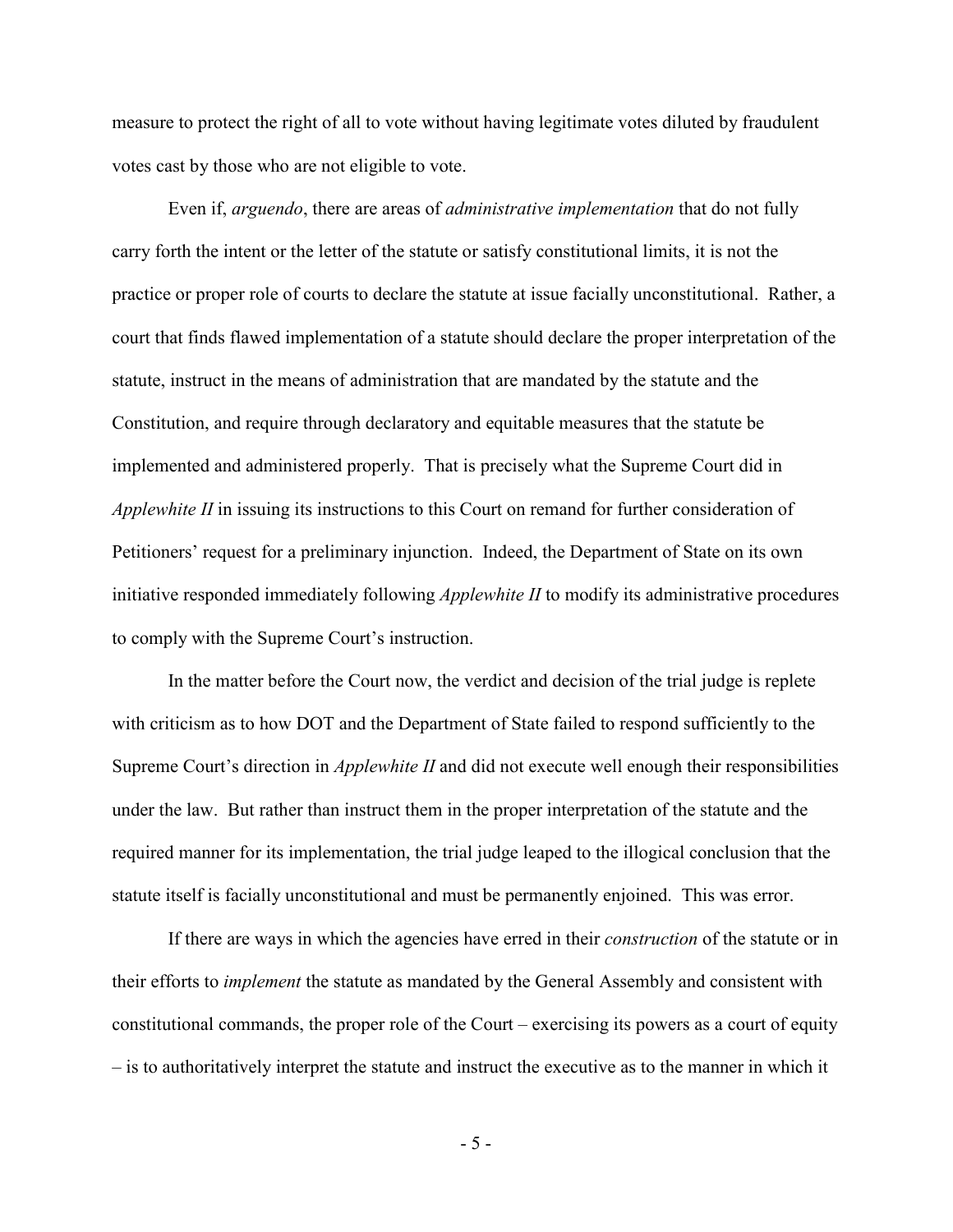measure to protect the right of all to vote without having legitimate votes diluted by fraudulent votes cast by those who are not eligible to vote.

Even if, *arguendo*, there are areas of *administrative implementation* that do not fully carry forth the intent or the letter of the statute or satisfy constitutional limits, it is not the practice or proper role of courts to declare the statute at issue facially unconstitutional. Rather, a court that finds flawed implementation of a statute should declare the proper interpretation of the statute, instruct in the means of administration that are mandated by the statute and the Constitution, and require through declaratory and equitable measures that the statute be implemented and administered properly. That is precisely what the Supreme Court did in *Applewhite II* in issuing its instructions to this Court on remand for further consideration of Petitioners' request for a preliminary injunction. Indeed, the Department of State on its own initiative responded immediately following *Applewhite II* to modify its administrative procedures to comply with the Supreme Court's instruction.

In the matter before the Court now, the verdict and decision of the trial judge is replete with criticism as to how DOT and the Department of State failed to respond sufficiently to the Supreme Court's direction in *Applewhite II* and did not execute well enough their responsibilities under the law. But rather than instruct them in the proper interpretation of the statute and the required manner for its implementation, the trial judge leaped to the illogical conclusion that the statute itself is facially unconstitutional and must be permanently enjoined. This was error.

If there are ways in which the agencies have erred in their *construction* of the statute or in their efforts to *implement* the statute as mandated by the General Assembly and consistent with constitutional commands, the proper role of the Court – exercising its powers as a court of equity – is to authoritatively interpret the statute and instruct the executive as to the manner in which it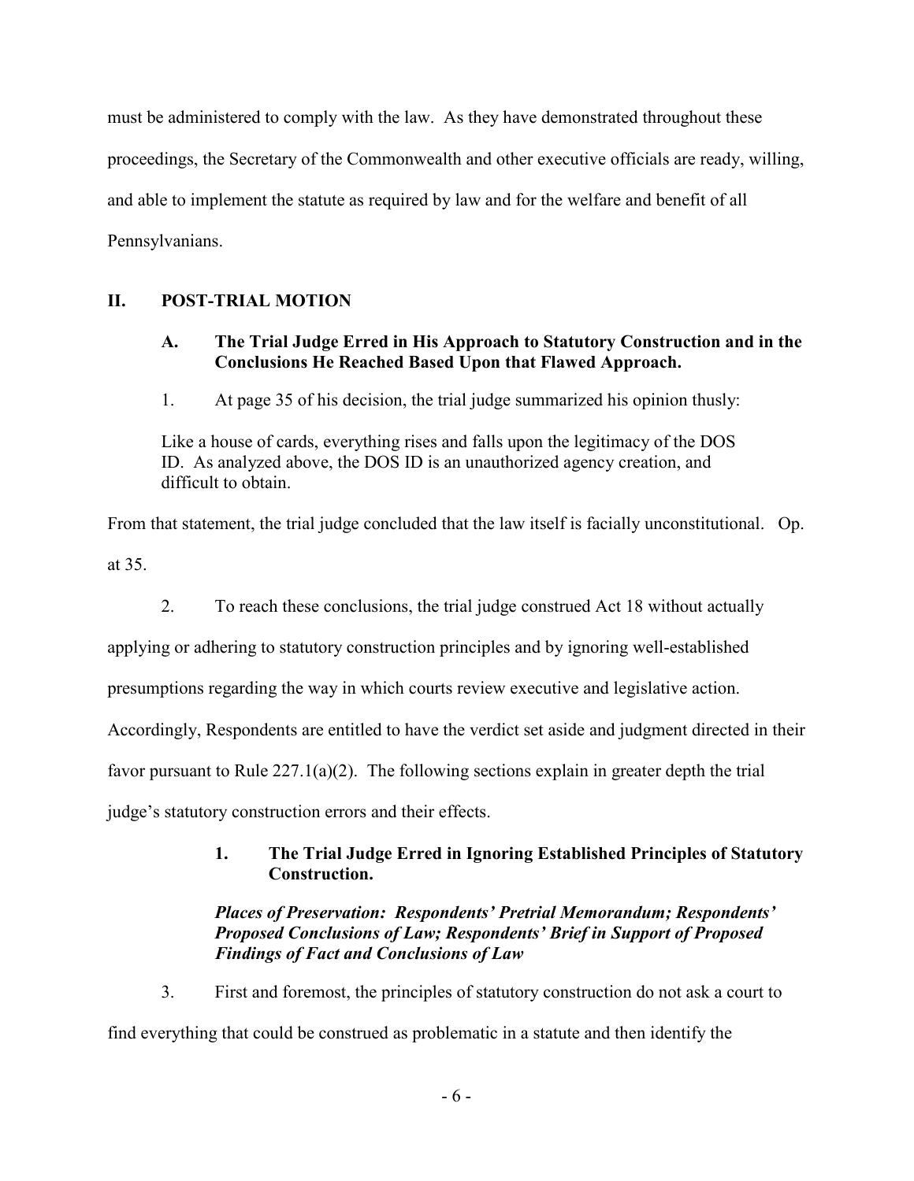must be administered to comply with the law. As they have demonstrated throughout these proceedings, the Secretary of the Commonwealth and other executive officials are ready, willing, and able to implement the statute as required by law and for the welfare and benefit of all Pennsylvanians.

## II. POST-TRIAL MOTION

### A. The Trial Judge Erred in His Approach to Statutory Construction and in the Conclusions He Reached Based Upon that Flawed Approach.

1. At page 35 of his decision, the trial judge summarized his opinion thusly:

> Like a house of cards, everything rises and falls upon the legitimacy of the DOS ID. As analyzed above, the DOS ID is an unauthorized agency creation, and difficult to obtain.

From that statement, the trial judge concluded that the law itself is facially unconstitutional. Op. at 35.

2. To reach these conclusions, the trial judge construed Act 18 without actually applying or adhering to statutory construction principles and by ignoring well-established presumptions regarding the way in which courts review executive and legislative action. Accordingly, Respondents are entitled to have the verdict set aside and judgment directed in their favor pursuant to Rule 227.1(a)(2). The following sections explain in greater depth the trial judge's statutory construction errors and their effects.

#### 1. The Trial Judge Erred in Ignoring Established Principles of Statutory Construction.

***Places of Preservation: Respondents' Pretrial Memorandum; Respondents' Proposed Conclusions of Law; Respondents' Brief in Support of Proposed Findings of Fact and Conclusions of Law***

3. First and foremost, the principles of statutory construction do not ask a court to find everything that could be construed as problematic in a statute and then identify the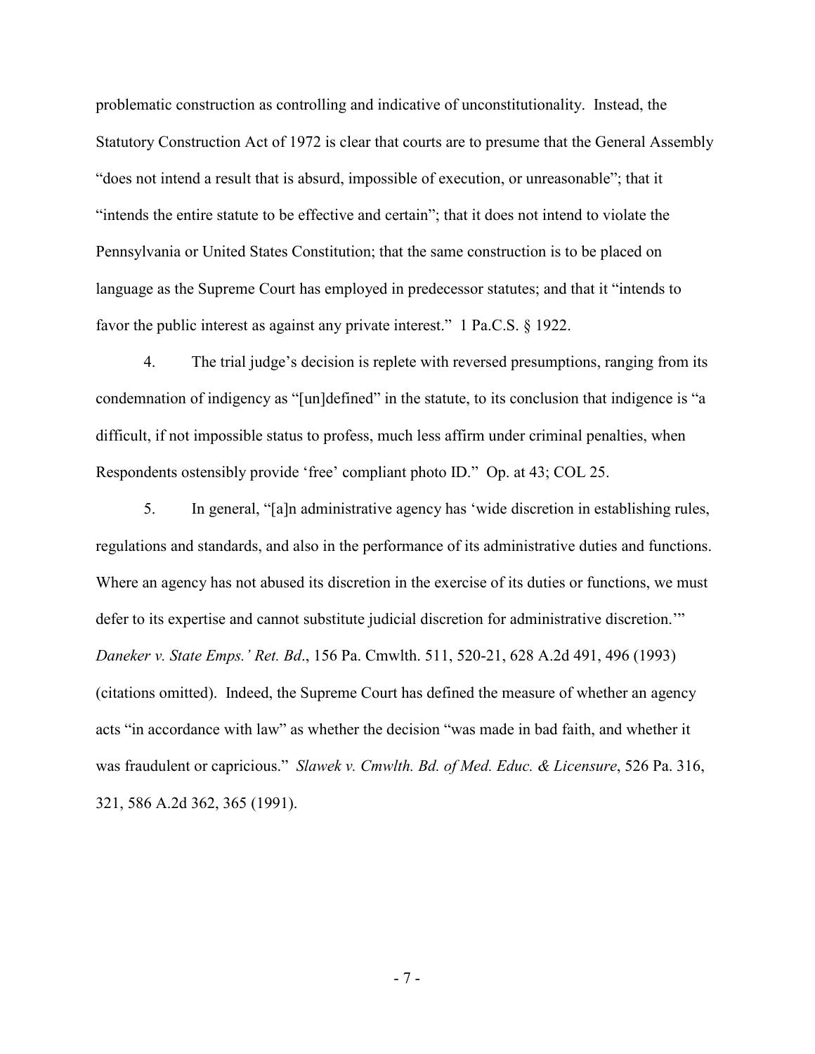problematic construction as controlling and indicative of unconstitutionality. Instead, the Statutory Construction Act of 1972 is clear that courts are to presume that the General Assembly "does not intend a result that is absurd, impossible of execution, or unreasonable"; that it "intends the entire statute to be effective and certain"; that it does not intend to violate the Pennsylvania or United States Constitution; that the same construction is to be placed on language as the Supreme Court has employed in predecessor statutes; and that it "intends to favor the public interest as against any private interest." 1 Pa.C.S. § 1922.

4. The trial judge's decision is replete with reversed presumptions, ranging from its condemnation of indigency as "[un]defined" in the statute, to its conclusion that indigence is "a difficult, if not impossible status to profess, much less affirm under criminal penalties, when Respondents ostensibly provide 'free' compliant photo ID." Op. at 43; COL 25.

5. In general, "[a]n administrative agency has 'wide discretion in establishing rules, regulations and standards, and also in the performance of its administrative duties and functions. Where an agency has not abused its discretion in the exercise of its duties or functions, we must defer to its expertise and cannot substitute judicial discretion for administrative discretion.'" *Daneker v. State Emps.' Ret. Bd*., 156 Pa. Cmwlth. 511, 520-21, 628 A.2d 491, 496 (1993) (citations omitted). Indeed, the Supreme Court has defined the measure of whether an agency acts "in accordance with law" as whether the decision "was made in bad faith, and whether it was fraudulent or capricious." *Slawek v. Cmwlth. Bd. of Med. Educ. & Licensure*, 526 Pa. 316, 321, 586 A.2d 362, 365 (1991).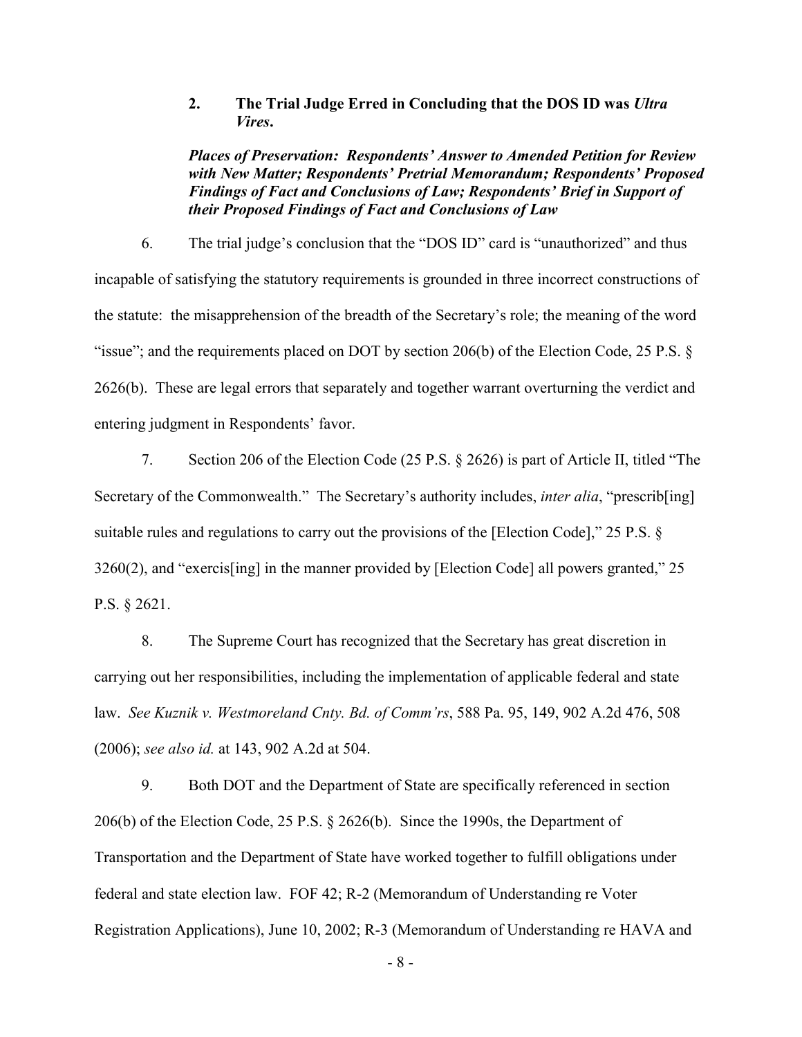### 2. The Trial Judge Erred in Concluding that the DOS ID was *Ultra Vires*.

***Places of Preservation: Respondents' Answer to Amended Petition for Review with New Matter; Respondents' Pretrial Memorandum; Respondents' Proposed Findings of Fact and Conclusions of Law; Respondents' Brief in Support of their Proposed Findings of Fact and Conclusions of Law***

6. The trial judge's conclusion that the "DOS ID" card is "unauthorized" and thus incapable of satisfying the statutory requirements is grounded in three incorrect constructions of the statute: the misapprehension of the breadth of the Secretary's role; the meaning of the word "issue"; and the requirements placed on DOT by section 206(b) of the Election Code, 25 P.S. § 2626(b). These are legal errors that separately and together warrant overturning the verdict and entering judgment in Respondents' favor.

7. Section 206 of the Election Code (25 P.S. § 2626) is part of Article II, titled "The Secretary of the Commonwealth." The Secretary's authority includes, *inter alia*, "prescrib[ing] suitable rules and regulations to carry out the provisions of the [Election Code]," 25 P.S. § 3260(2), and "exercis[ing] in the manner provided by [Election Code] all powers granted," 25 P.S. § 2621.

8. The Supreme Court has recognized that the Secretary has great discretion in carrying out her responsibilities, including the implementation of applicable federal and state law. *See Kuznik v. Westmoreland Cnty. Bd. of Comm'rs*, 588 Pa. 95, 149, 902 A.2d 476, 508 (2006); *see also id.* at 143, 902 A.2d at 504.

9. Both DOT and the Department of State are specifically referenced in section 206(b) of the Election Code, 25 P.S. § 2626(b). Since the 1990s, the Department of Transportation and the Department of State have worked together to fulfill obligations under federal and state election law. FOF 42; R-2 (Memorandum of Understanding re Voter Registration Applications), June 10, 2002; R-3 (Memorandum of Understanding re HAVA and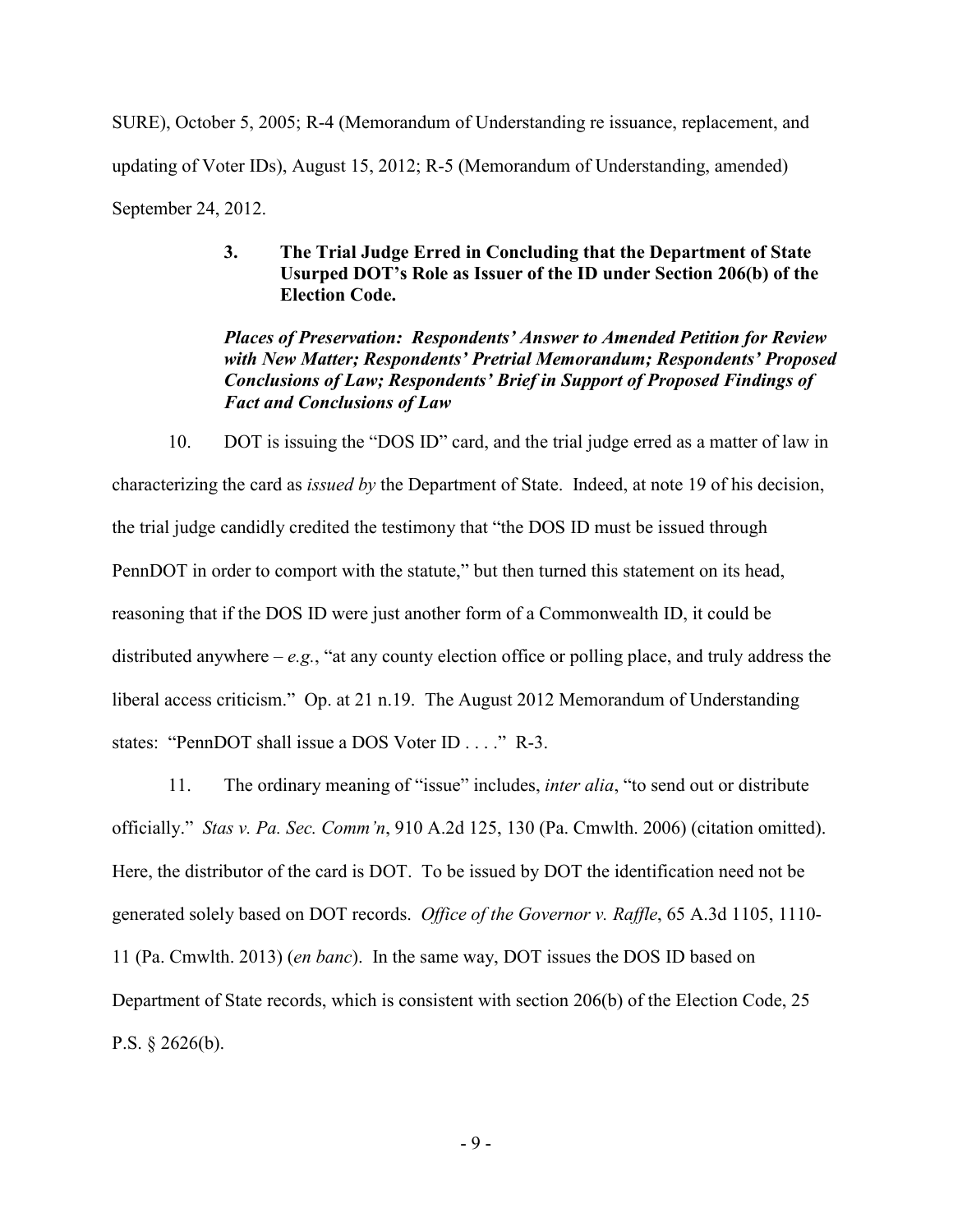SURE), October 5, 2005; R-4 (Memorandum of Understanding re issuance, replacement, and updating of Voter IDs), August 15, 2012; R-5 (Memorandum of Understanding, amended) September 24, 2012.

### 3. The Trial Judge Erred in Concluding that the Department of State Usurped DOT's Role as Issuer of the ID under Section 206(b) of the Election Code.

***Places of Preservation: Respondents' Answer to Amended Petition for Review with New Matter; Respondents' Pretrial Memorandum; Respondents' Proposed Conclusions of Law; Respondents' Brief in Support of Proposed Findings of Fact and Conclusions of Law***

10. DOT is issuing the "DOS ID" card, and the trial judge erred as a matter of law in characterizing the card as *issued by* the Department of State. Indeed, at note 19 of his decision, the trial judge candidly credited the testimony that "the DOS ID must be issued through PennDOT in order to comport with the statute," but then turned this statement on its head, reasoning that if the DOS ID were just another form of a Commonwealth ID, it could be distributed anywhere – *e.g.*, "at any county election office or polling place, and truly address the liberal access criticism." Op. at 21 n.19. The August 2012 Memorandum of Understanding states: "PennDOT shall issue a DOS Voter ID . . . ." R-3.

11. The ordinary meaning of "issue" includes, *inter alia*, "to send out or distribute officially." *Stas v. Pa. Sec. Comm'n*, 910 A.2d 125, 130 (Pa. Cmwlth. 2006) (citation omitted). Here, the distributor of the card is DOT. To be issued by DOT the identification need not be generated solely based on DOT records. *Office of the Governor v. Raffle*, 65 A.3d 1105, 1110-11 (Pa. Cmwlth. 2013) (*en banc*). In the same way, DOT issues the DOS ID based on Department of State records, which is consistent with section 206(b) of the Election Code, 25 P.S. § 2626(b).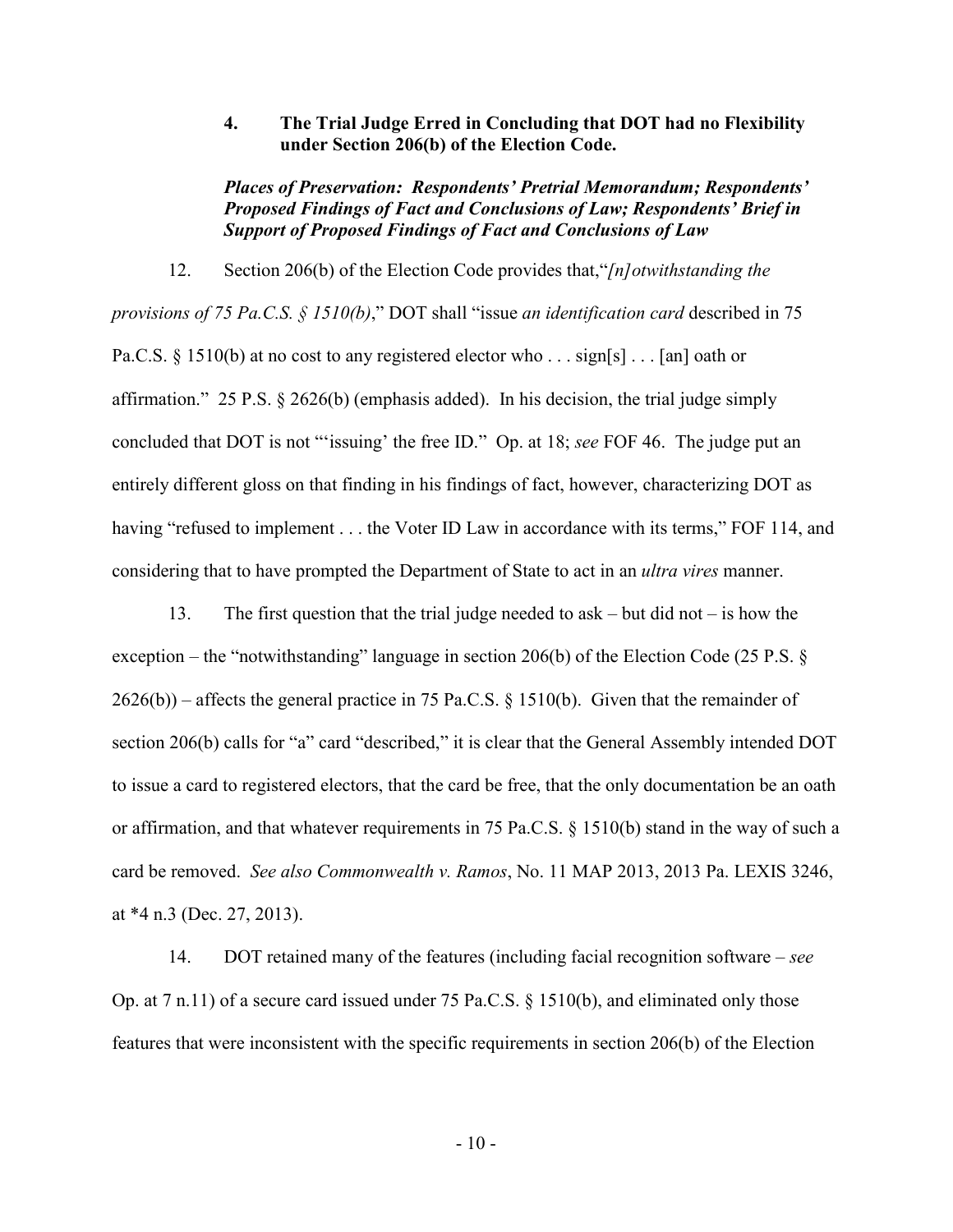#### 4. The Trial Judge Erred in Concluding that DOT had no Flexibility under Section 206(b) of the Election Code.

***Places of Preservation: Respondents' Pretrial Memorandum; Respondents' Proposed Findings of Fact and Conclusions of Law; Respondents' Brief in Support of Proposed Findings of Fact and Conclusions of Law***

12. Section 206(b) of the Election Code provides that,"*[n]otwithstanding the provisions of 75 Pa.C.S. § 1510(b)*," DOT shall "issue *an identification card* described in 75 Pa.C.S. § 1510(b) at no cost to any registered elector who . . . sign[s] . . . [an] oath or affirmation." 25 P.S. § 2626(b) (emphasis added). In his decision, the trial judge simply concluded that DOT is not "'issuing' the free ID." Op. at 18; *see* FOF 46. The judge put an entirely different gloss on that finding in his findings of fact, however, characterizing DOT as having "refused to implement . . . the Voter ID Law in accordance with its terms," FOF 114, and considering that to have prompted the Department of State to act in an *ultra vires* manner.

13. The first question that the trial judge needed to ask – but did not – is how the exception – the "notwithstanding" language in section 206(b) of the Election Code (25 P.S. § 2626(b)) – affects the general practice in 75 Pa.C.S. § 1510(b). Given that the remainder of section 206(b) calls for "a" card "described," it is clear that the General Assembly intended DOT to issue a card to registered electors, that the card be free, that the only documentation be an oath or affirmation, and that whatever requirements in 75 Pa.C.S. § 1510(b) stand in the way of such a card be removed. *See also Commonwealth v. Ramos*, No. 11 MAP 2013, 2013 Pa. LEXIS 3246, at *4 n.3 (Dec. 27, 2013).

14. DOT retained many of the features (including facial recognition software – *see* Op. at 7 n.11) of a secure card issued under 75 Pa.C.S. § 1510(b), and eliminated only those features that were inconsistent with the specific requirements in section 206(b) of the Election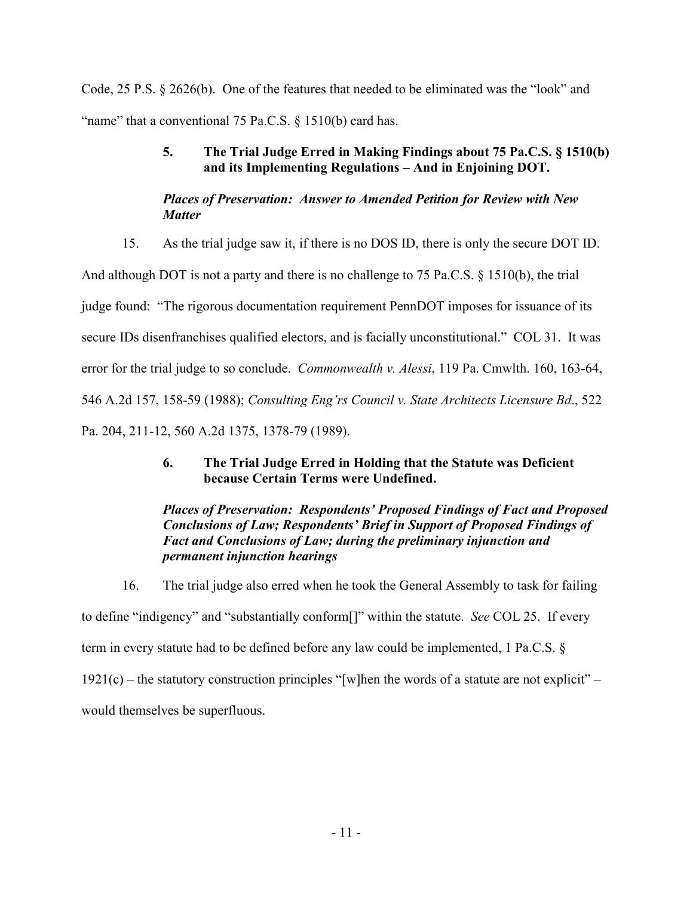Code, 25 P.S. § 2626(b). One of the features that needed to be eliminated was the "look" and "name" that a conventional 75 Pa.C.S. § 1510(b) card has.

### 5. The Trial Judge Erred in Making Findings about 75 Pa.C.S. § 1510(b) and its Implementing Regulations – And in Enjoining DOT.

***Places of Preservation: Answer to Amended Petition for Review with New Matter***

15. As the trial judge saw it, if there is no DOS ID, there is only the secure DOT ID. And although DOT is not a party and there is no challenge to 75 Pa.C.S. § 1510(b), the trial judge found: "The rigorous documentation requirement PennDOT imposes for issuance of its secure IDs disenfranchises qualified electors, and is facially unconstitutional." COL 31. It was error for the trial judge to so conclude. *Commonwealth v. Alessi*, 119 Pa. Cmwlth. 160, 163-64, 546 A.2d 157, 158-59 (1988); *Consulting Eng'rs Council v. State Architects Licensure Bd*., 522 Pa. 204, 211-12, 560 A.2d 1375, 1378-79 (1989).

### 6. The Trial Judge Erred in Holding that the Statute was Deficient because Certain Terms were Undefined.

***Places of Preservation: Respondents' Proposed Findings of Fact and Proposed Conclusions of Law; Respondents' Brief in Support of Proposed Findings of Fact and Conclusions of Law; during the preliminary injunction and permanent injunction hearings***

16. The trial judge also erred when he took the General Assembly to task for failing to define "indigency" and "substantially conform[]" within the statute. *See* COL 25. If every term in every statute had to be defined before any law could be implemented, 1 Pa.C.S. § 1921(c) – the statutory construction principles "[w]hen the words of a statute are not explicit" – would themselves be superfluous.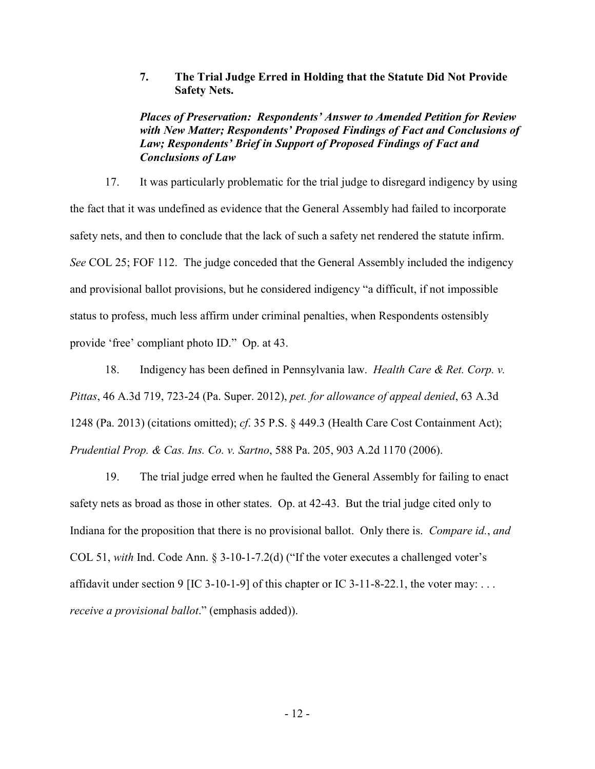### 7. The Trial Judge Erred in Holding that the Statute Did Not Provide Safety Nets.

***Places of Preservation: Respondents' Answer to Amended Petition for Review with New Matter; Respondents' Proposed Findings of Fact and Conclusions of Law; Respondents' Brief in Support of Proposed Findings of Fact and Conclusions of Law***

17. It was particularly problematic for the trial judge to disregard indigency by using the fact that it was undefined as evidence that the General Assembly had failed to incorporate safety nets, and then to conclude that the lack of such a safety net rendered the statute infirm. *See* COL 25; FOF 112. The judge conceded that the General Assembly included the indigency and provisional ballot provisions, but he considered indigency "a difficult, if not impossible status to profess, much less affirm under criminal penalties, when Respondents ostensibly provide 'free' compliant photo ID." Op. at 43.

18. Indigency has been defined in Pennsylvania law. *Health Care & Ret. Corp. v. Pittas*, 46 A.3d 719, 723-24 (Pa. Super. 2012), *pet. for allowance of appeal denied*, 63 A.3d 1248 (Pa. 2013) (citations omitted); *cf*. 35 P.S. § 449.3 (Health Care Cost Containment Act); *Prudential Prop. & Cas. Ins. Co. v. Sartno*, 588 Pa. 205, 903 A.2d 1170 (2006).

19. The trial judge erred when he faulted the General Assembly for failing to enact safety nets as broad as those in other states. Op. at 42-43. But the trial judge cited only to Indiana for the proposition that there is no provisional ballot. Only there is. *Compare id.*, *and* COL 51, *with* Ind. Code Ann. § 3-10-1-7.2(d) ("If the voter executes a challenged voter's affidavit under section 9 [IC 3-10-1-9] of this chapter or IC 3-11-8-22.1, the voter may: . . . *receive a provisional ballot*." (emphasis added)).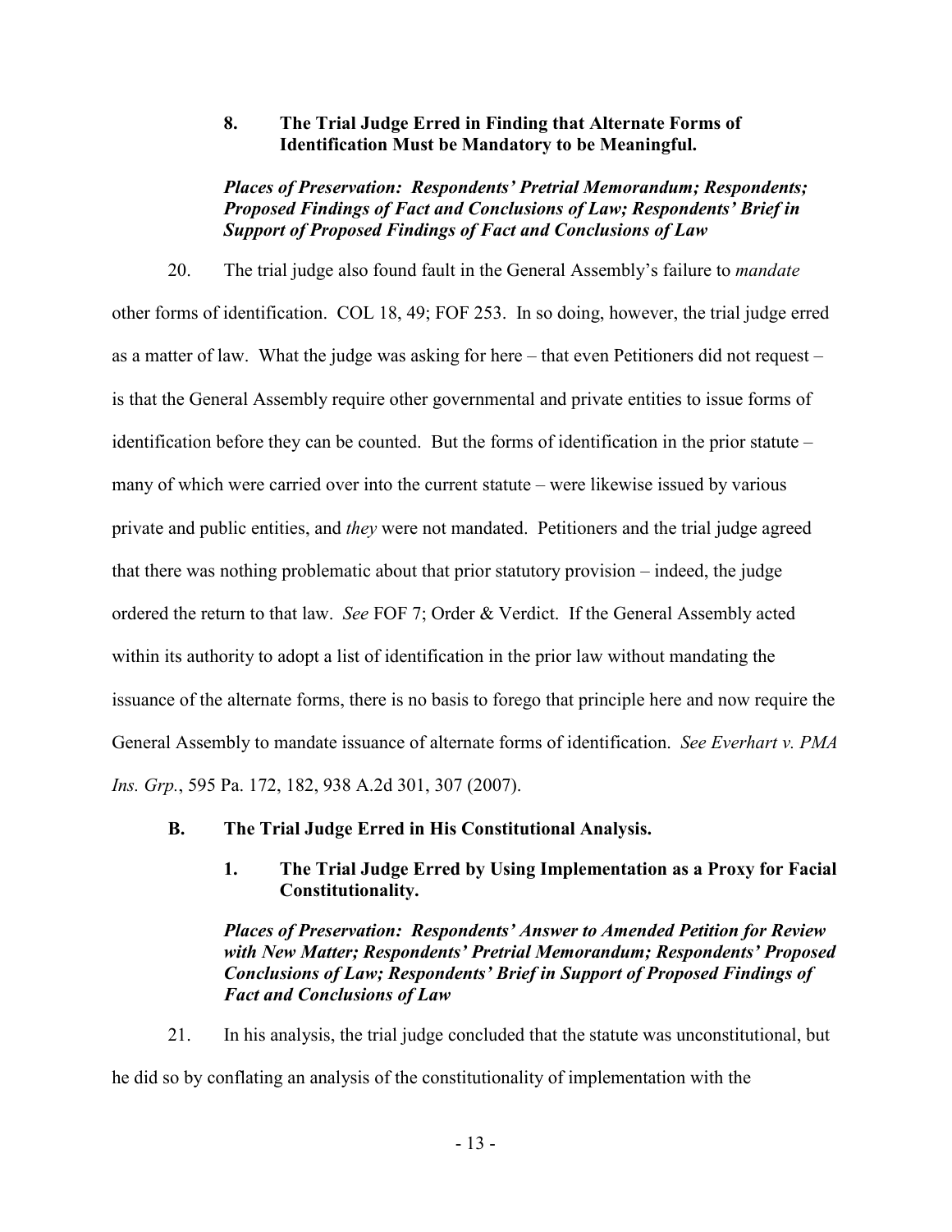### 8. The Trial Judge Erred in Finding that Alternate Forms of Identification Must be Mandatory to be Meaningful.

***Places of Preservation: Respondents' Pretrial Memorandum; Respondents; Proposed Findings of Fact and Conclusions of Law; Respondents' Brief in Support of Proposed Findings of Fact and Conclusions of Law***

20. The trial judge also found fault in the General Assembly's failure to *mandate* other forms of identification. COL 18, 49; FOF 253. In so doing, however, the trial judge erred as a matter of law. What the judge was asking for here – that even Petitioners did not request – is that the General Assembly require other governmental and private entities to issue forms of identification before they can be counted. But the forms of identification in the prior statute – many of which were carried over into the current statute – were likewise issued by various private and public entities, and *they* were not mandated. Petitioners and the trial judge agreed that there was nothing problematic about that prior statutory provision – indeed, the judge ordered the return to that law. *See* FOF 7; Order & Verdict. If the General Assembly acted within its authority to adopt a list of identification in the prior law without mandating the issuance of the alternate forms, there is no basis to forego that principle here and now require the General Assembly to mandate issuance of alternate forms of identification. *See Everhart v. PMA Ins. Grp.*, 595 Pa. 172, 182, 938 A.2d 301, 307 (2007).

## B. The Trial Judge Erred in His Constitutional Analysis.

### 1. The Trial Judge Erred by Using Implementation as a Proxy for Facial Constitutionality.

***Places of Preservation: Respondents' Answer to Amended Petition for Review with New Matter; Respondents' Pretrial Memorandum; Respondents' Proposed Conclusions of Law; Respondents' Brief in Support of Proposed Findings of Fact and Conclusions of Law***

21. In his analysis, the trial judge concluded that the statute was unconstitutional, but he did so by conflating an analysis of the constitutionality of implementation with the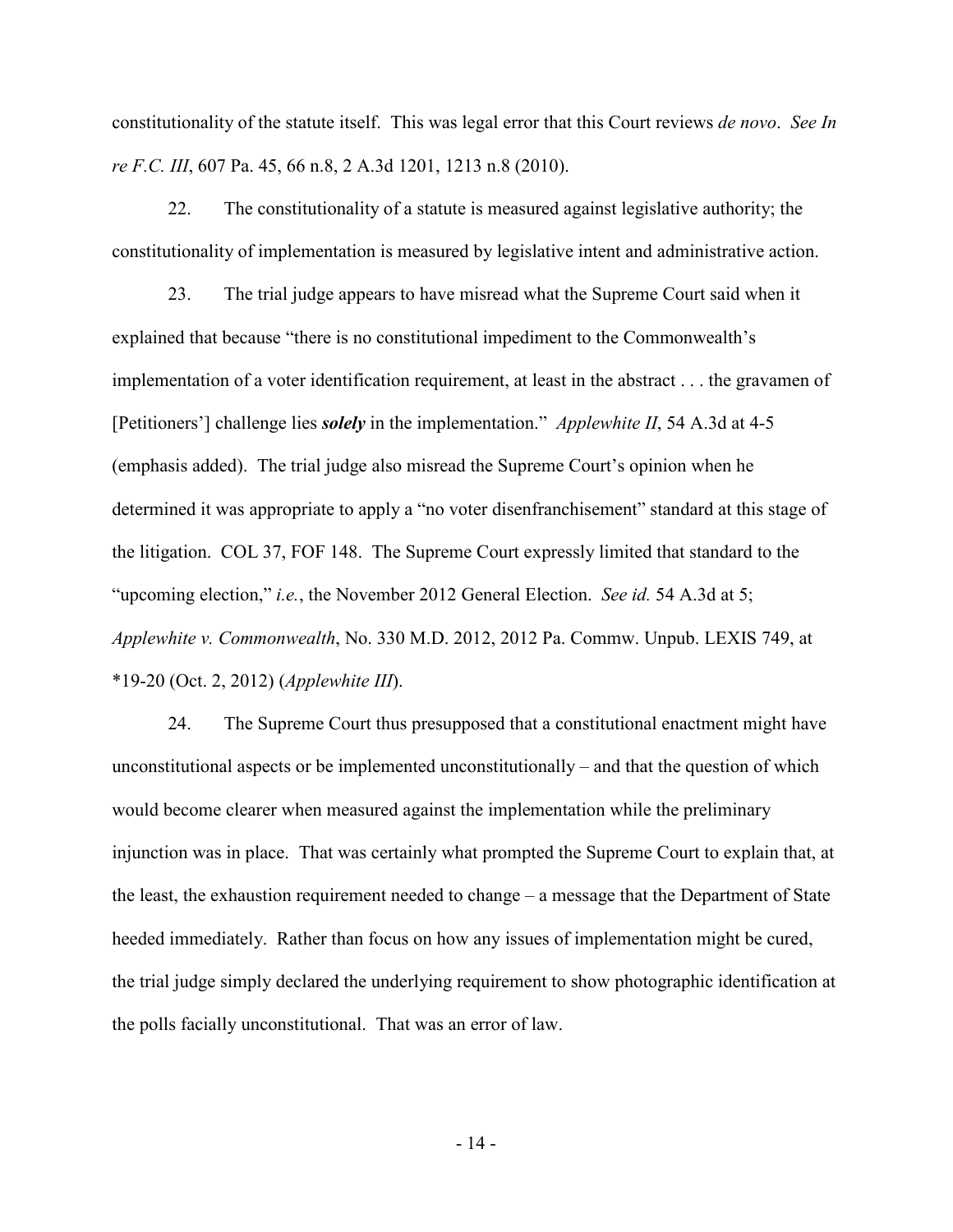constitutionality of the statute itself. This was legal error that this Court reviews *de novo*. *See In re F.C. III*, 607 Pa. 45, 66 n.8, 2 A.3d 1201, 1213 n.8 (2010).

22. The constitutionality of a statute is measured against legislative authority; the constitutionality of implementation is measured by legislative intent and administrative action.

23. The trial judge appears to have misread what the Supreme Court said when it explained that because "there is no constitutional impediment to the Commonwealth's implementation of a voter identification requirement, at least in the abstract . . . the gravamen of [Petitioners'] challenge lies ***solely*** in the implementation." *Applewhite II*, 54 A.3d at 4-5 (emphasis added). The trial judge also misread the Supreme Court's opinion when he determined it was appropriate to apply a "no voter disenfranchisement" standard at this stage of the litigation. COL 37, FOF 148. The Supreme Court expressly limited that standard to the "upcoming election," *i.e.*, the November 2012 General Election. *See id.* 54 A.3d at 5; *Applewhite v. Commonwealth*, No. 330 M.D. 2012, 2012 Pa. Commw. Unpub. LEXIS 749, at *19-20 (Oct. 2, 2012) (*Applewhite III*).

24. The Supreme Court thus presupposed that a constitutional enactment might have unconstitutional aspects or be implemented unconstitutionally – and that the question of which would become clearer when measured against the implementation while the preliminary injunction was in place. That was certainly what prompted the Supreme Court to explain that, at the least, the exhaustion requirement needed to change – a message that the Department of State heeded immediately. Rather than focus on how any issues of implementation might be cured, the trial judge simply declared the underlying requirement to show photographic identification at the polls facially unconstitutional. That was an error of law.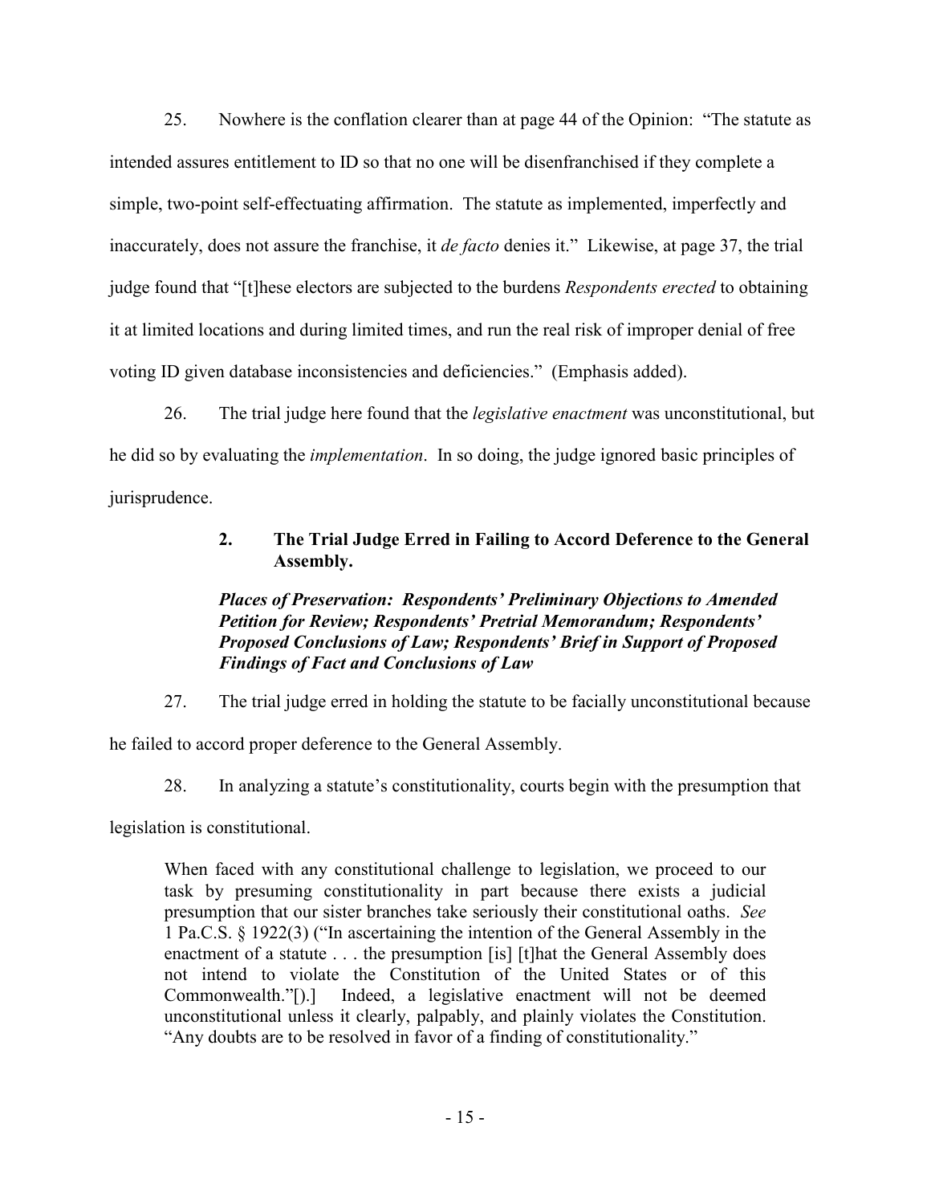25. Nowhere is the conflation clearer than at page 44 of the Opinion: "The statute as intended assures entitlement to ID so that no one will be disenfranchised if they complete a simple, two-point self-effectuating affirmation. The statute as implemented, imperfectly and inaccurately, does not assure the franchise, it *de facto* denies it." Likewise, at page 37, the trial judge found that "[t]hese electors are subjected to the burdens *Respondents erected* to obtaining it at limited locations and during limited times, and run the real risk of improper denial of free voting ID given database inconsistencies and deficiencies." (Emphasis added).

26. The trial judge here found that the *legislative enactment* was unconstitutional, but he did so by evaluating the *implementation*. In so doing, the judge ignored basic principles of jurisprudence.

### 2. The Trial Judge Erred in Failing to Accord Deference to the General Assembly.

***Places of Preservation: Respondents' Preliminary Objections to Amended Petition for Review; Respondents' Pretrial Memorandum; Respondents' Proposed Conclusions of Law; Respondents' Brief in Support of Proposed Findings of Fact and Conclusions of Law***

27. The trial judge erred in holding the statute to be facially unconstitutional because he failed to accord proper deference to the General Assembly.

28. In analyzing a statute's constitutionality, courts begin with the presumption that legislation is constitutional.

> When faced with any constitutional challenge to legislation, we proceed to our task by presuming constitutionality in part because there exists a judicial presumption that our sister branches take seriously their constitutional oaths. *See* 1 Pa.C.S. § 1922(3) ("In ascertaining the intention of the General Assembly in the enactment of a statute . . . the presumption [is] [t]hat the General Assembly does not intend to violate the Constitution of the United States or of this Commonwealth."[).] Indeed, a legislative enactment will not be deemed unconstitutional unless it clearly, palpably, and plainly violates the Constitution. "Any doubts are to be resolved in favor of a finding of constitutionality."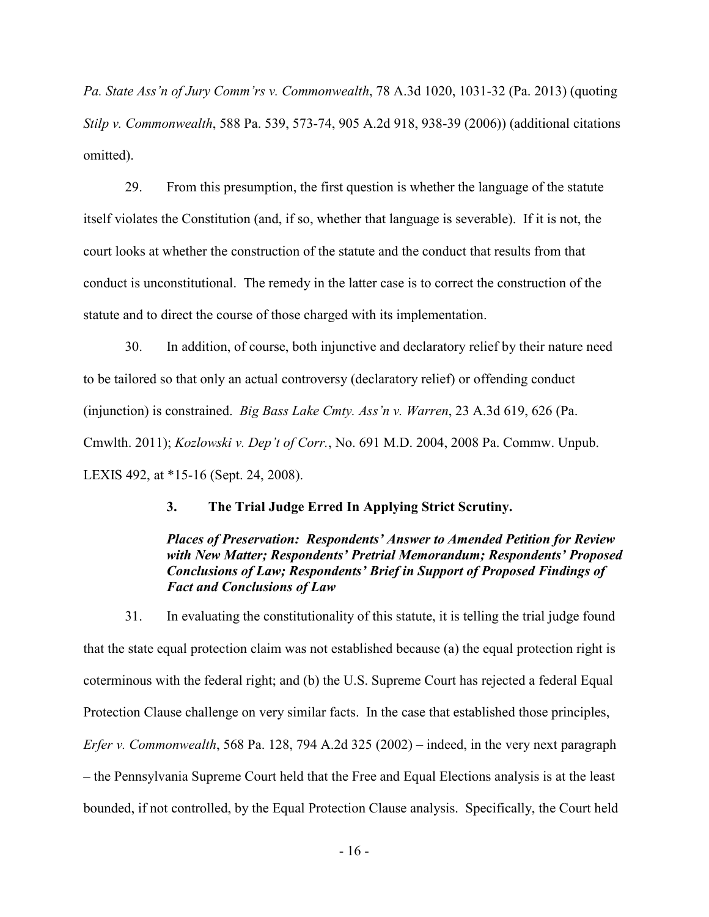*Pa. State Ass'n of Jury Comm'rs v. Commonwealth*, 78 A.3d 1020, 1031-32 (Pa. 2013) (quoting *Stilp v. Commonwealth*, 588 Pa. 539, 573-74, 905 A.2d 918, 938-39 (2006)) (additional citations omitted).

29. From this presumption, the first question is whether the language of the statute itself violates the Constitution (and, if so, whether that language is severable). If it is not, the court looks at whether the construction of the statute and the conduct that results from that conduct is unconstitutional. The remedy in the latter case is to correct the construction of the statute and to direct the course of those charged with its implementation.

30. In addition, of course, both injunctive and declaratory relief by their nature need to be tailored so that only an actual controversy (declaratory relief) or offending conduct (injunction) is constrained. *Big Bass Lake Cmty. Ass'n v. Warren*, 23 A.3d 619, 626 (Pa. Cmwlth. 2011); *Kozlowski v. Dep't of Corr.*, No. 691 M.D. 2004, 2008 Pa. Commw. Unpub. LEXIS 492, at *15-16 (Sept. 24, 2008).

### 3. The Trial Judge Erred In Applying Strict Scrutiny.

***Places of Preservation: Respondents' Answer to Amended Petition for Review with New Matter; Respondents' Pretrial Memorandum; Respondents' Proposed Conclusions of Law; Respondents' Brief in Support of Proposed Findings of Fact and Conclusions of Law***

31. In evaluating the constitutionality of this statute, it is telling the trial judge found that the state equal protection claim was not established because (a) the equal protection right is coterminous with the federal right; and (b) the U.S. Supreme Court has rejected a federal Equal Protection Clause challenge on very similar facts. In the case that established those principles, *Erfer v. Commonwealth*, 568 Pa. 128, 794 A.2d 325 (2002) – indeed, in the very next paragraph – the Pennsylvania Supreme Court held that the Free and Equal Elections analysis is at the least bounded, if not controlled, by the Equal Protection Clause analysis. Specifically, the Court held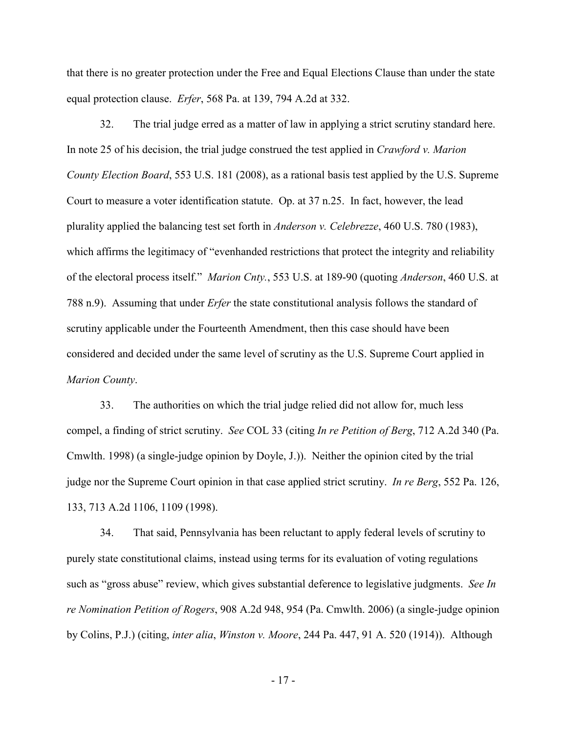that there is no greater protection under the Free and Equal Elections Clause than under the state equal protection clause. *Erfer*, 568 Pa. at 139, 794 A.2d at 332.

32. The trial judge erred as a matter of law in applying a strict scrutiny standard here. In note 25 of his decision, the trial judge construed the test applied in *Crawford v. Marion County Election Board*, 553 U.S. 181 (2008), as a rational basis test applied by the U.S. Supreme Court to measure a voter identification statute. Op. at 37 n.25. In fact, however, the lead plurality applied the balancing test set forth in *Anderson v. Celebrezze*, 460 U.S. 780 (1983), which affirms the legitimacy of "evenhanded restrictions that protect the integrity and reliability of the electoral process itself." *Marion Cnty.*, 553 U.S. at 189-90 (quoting *Anderson*, 460 U.S. at 788 n.9). Assuming that under *Erfer* the state constitutional analysis follows the standard of scrutiny applicable under the Fourteenth Amendment, then this case should have been considered and decided under the same level of scrutiny as the U.S. Supreme Court applied in *Marion County*.

33. The authorities on which the trial judge relied did not allow for, much less compel, a finding of strict scrutiny. *See* COL 33 (citing *In re Petition of Berg*, 712 A.2d 340 (Pa. Cmwlth. 1998) (a single-judge opinion by Doyle, J.)). Neither the opinion cited by the trial judge nor the Supreme Court opinion in that case applied strict scrutiny. *In re Berg*, 552 Pa. 126, 133, 713 A.2d 1106, 1109 (1998).

34. That said, Pennsylvania has been reluctant to apply federal levels of scrutiny to purely state constitutional claims, instead using terms for its evaluation of voting regulations such as "gross abuse" review, which gives substantial deference to legislative judgments. *See In re Nomination Petition of Rogers*, 908 A.2d 948, 954 (Pa. Cmwlth. 2006) (a single-judge opinion by Colins, P.J.) (citing, *inter alia*, *Winston v. Moore*, 244 Pa. 447, 91 A. 520 (1914)). Although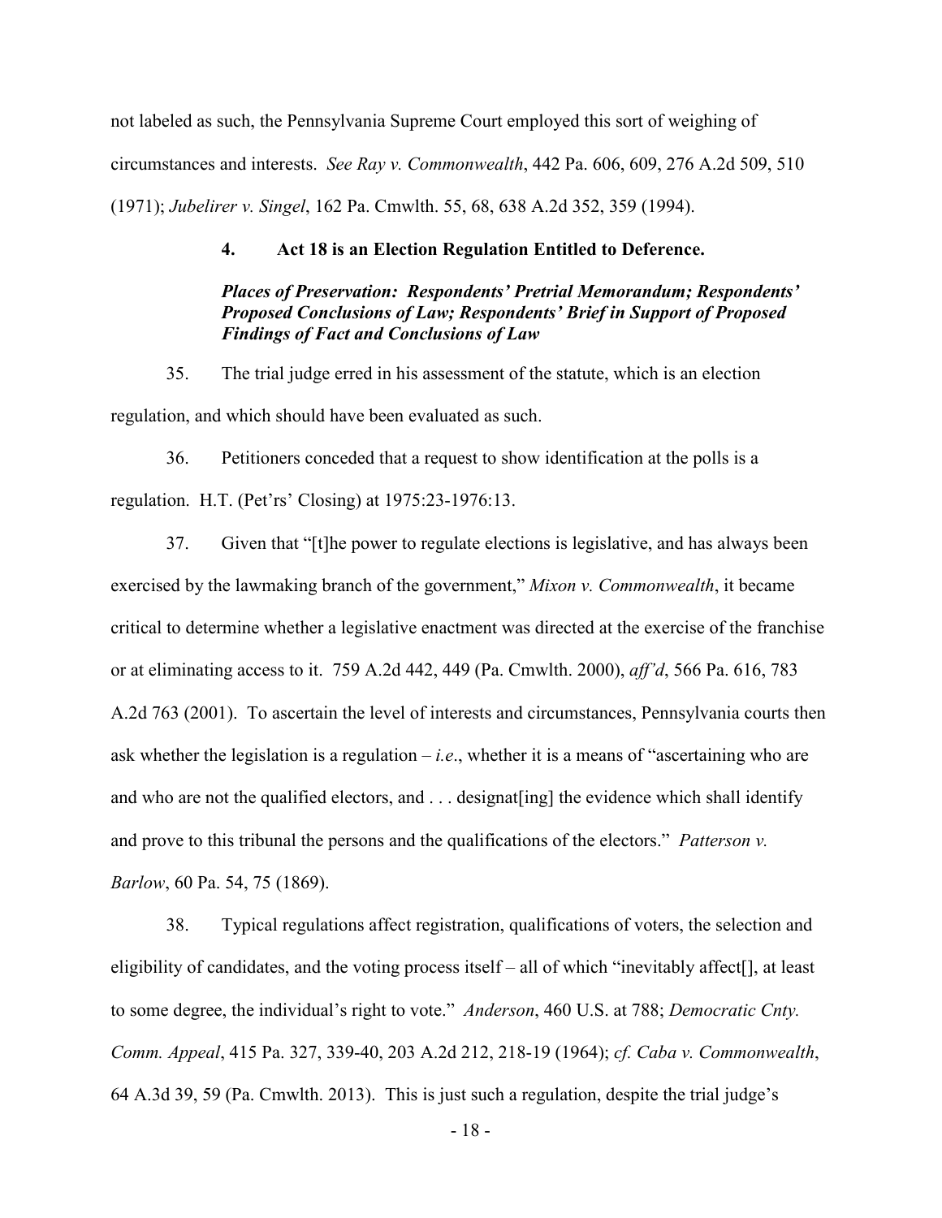not labeled as such, the Pennsylvania Supreme Court employed this sort of weighing of circumstances and interests. *See Ray v. Commonwealth*, 442 Pa. 606, 609, 276 A.2d 509, 510 (1971); *Jubelirer v. Singel*, 162 Pa. Cmwlth. 55, 68, 638 A.2d 352, 359 (1994).

#### 4. Act 18 is an Election Regulation Entitled to Deference.

***Places of Preservation: Respondents' Pretrial Memorandum; Respondents' Proposed Conclusions of Law; Respondents' Brief in Support of Proposed Findings of Fact and Conclusions of Law***

35. The trial judge erred in his assessment of the statute, which is an election regulation, and which should have been evaluated as such.

36. Petitioners conceded that a request to show identification at the polls is a regulation. H.T. (Pet'rs' Closing) at 1975:23-1976:13.

37. Given that "[t]he power to regulate elections is legislative, and has always been exercised by the lawmaking branch of the government," *Mixon v. Commonwealth*, it became critical to determine whether a legislative enactment was directed at the exercise of the franchise or at eliminating access to it. 759 A.2d 442, 449 (Pa. Cmwlth. 2000), *aff'd*, 566 Pa. 616, 783 A.2d 763 (2001). To ascertain the level of interests and circumstances, Pennsylvania courts then ask whether the legislation is a regulation – *i.e*., whether it is a means of "ascertaining who are and who are not the qualified electors, and . . . designat[ing] the evidence which shall identify and prove to this tribunal the persons and the qualifications of the electors." *Patterson v. Barlow*, 60 Pa. 54, 75 (1869).

38. Typical regulations affect registration, qualifications of voters, the selection and eligibility of candidates, and the voting process itself – all of which "inevitably affect[], at least to some degree, the individual's right to vote." *Anderson*, 460 U.S. at 788; *Democratic Cnty. Comm. Appeal*, 415 Pa. 327, 339-40, 203 A.2d 212, 218-19 (1964); *cf. Caba v. Commonwealth*, 64 A.3d 39, 59 (Pa. Cmwlth. 2013). This is just such a regulation, despite the trial judge's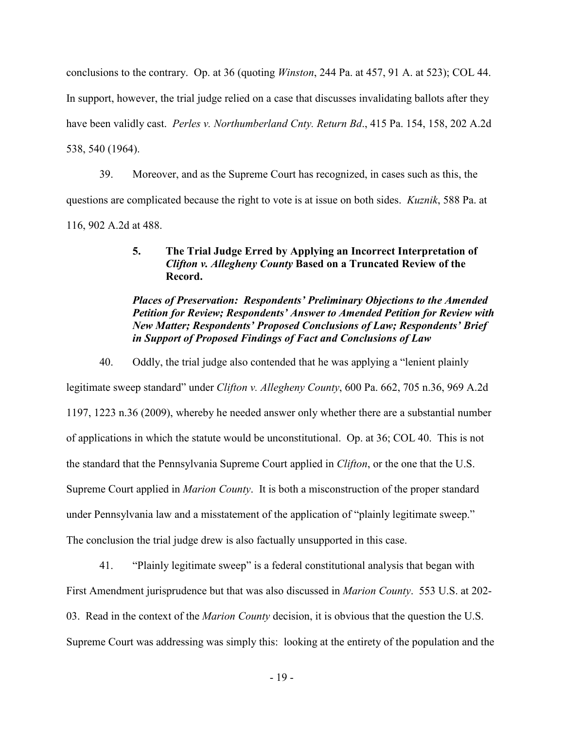conclusions to the contrary. Op. at 36 (quoting *Winston*, 244 Pa. at 457, 91 A. at 523); COL 44. In support, however, the trial judge relied on a case that discusses invalidating ballots after they have been validly cast. *Perles v. Northumberland Cnty. Return Bd*., 415 Pa. 154, 158, 202 A.2d 538, 540 (1964).

39. Moreover, and as the Supreme Court has recognized, in cases such as this, the questions are complicated because the right to vote is at issue on both sides. *Kuznik*, 588 Pa. at 116, 902 A.2d at 488.

### 5. The Trial Judge Erred by Applying an Incorrect Interpretation of *Clifton v. Allegheny County* Based on a Truncated Review of the Record.

***Places of Preservation: Respondents' Preliminary Objections to the Amended Petition for Review; Respondents' Answer to Amended Petition for Review with New Matter; Respondents' Proposed Conclusions of Law; Respondents' Brief in Support of Proposed Findings of Fact and Conclusions of Law***

40. Oddly, the trial judge also contended that he was applying a "lenient plainly legitimate sweep standard" under *Clifton v. Allegheny County*, 600 Pa. 662, 705 n.36, 969 A.2d 1197, 1223 n.36 (2009), whereby he needed answer only whether there are a substantial number of applications in which the statute would be unconstitutional. Op. at 36; COL 40. This is not the standard that the Pennsylvania Supreme Court applied in *Clifton*, or the one that the U.S. Supreme Court applied in *Marion County*. It is both a misconstruction of the proper standard under Pennsylvania law and a misstatement of the application of "plainly legitimate sweep." The conclusion the trial judge drew is also factually unsupported in this case.

41. "Plainly legitimate sweep" is a federal constitutional analysis that began with First Amendment jurisprudence but that was also discussed in *Marion County*. 553 U.S. at 202-03. Read in the context of the *Marion County* decision, it is obvious that the question the U.S. Supreme Court was addressing was simply this: looking at the entirety of the population and the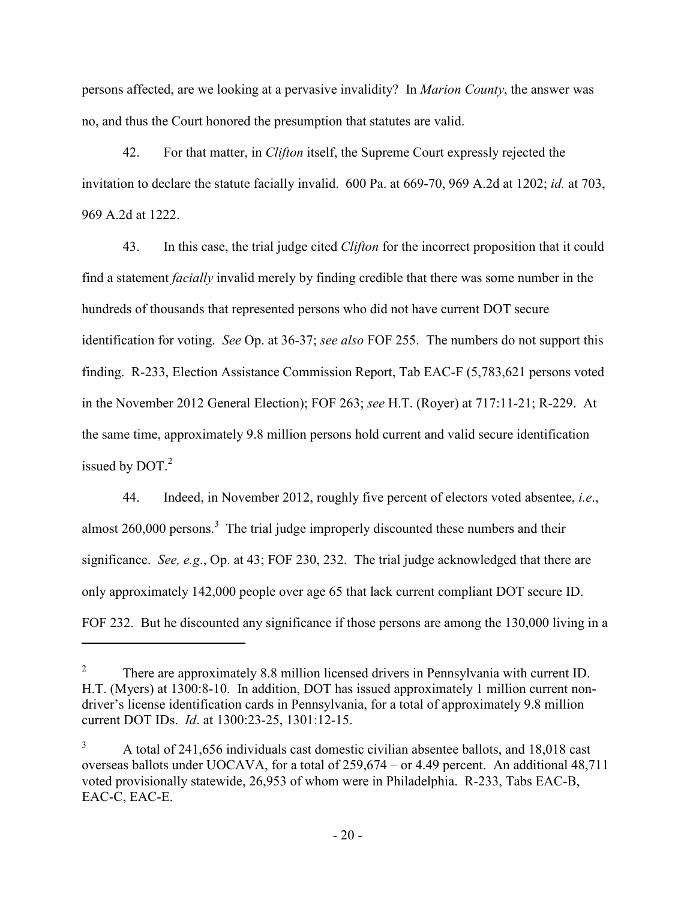persons affected, are we looking at a pervasive invalidity? In *Marion County*, the answer was no, and thus the Court honored the presumption that statutes are valid.

42. For that matter, in *Clifton* itself, the Supreme Court expressly rejected the invitation to declare the statute facially invalid. 600 Pa. at 669-70, 969 A.2d at 1202; *id.* at 703, 969 A.2d at 1222.

43. In this case, the trial judge cited *Clifton* for the incorrect proposition that it could find a statement *facially* invalid merely by finding credible that there was some number in the hundreds of thousands that represented persons who did not have current DOT secure identification for voting. *See* Op. at 36-37; *see also* FOF 255. The numbers do not support this finding. R-233, Election Assistance Commission Report, Tab EAC-F (5,783,621 persons voted in the November 2012 General Election); FOF 263; *see* H.T. (Royer) at 717:11-21; R-229. At the same time, approximately 9.8 million persons hold current and valid secure identification issued by DOT.[2]

44. Indeed, in November 2012, roughly five percent of electors voted absentee, *i.e*., almost 260,000 persons.[3] The trial judge improperly discounted these numbers and their significance. *See, e.g*., Op. at 43; FOF 230, 232. The trial judge acknowledged that there are only approximately 142,000 people over age 65 that lack current compliant DOT secure ID. FOF 232. But he discounted any significance if those persons are among the 130,000 living in a

---

[2] There are approximately 8.8 million licensed drivers in Pennsylvania with current ID. H.T. (Myers) at 1300:8-10. In addition, DOT has issued approximately 1 million current non-driver's license identification cards in Pennsylvania, for a total of approximately 9.8 million current DOT IDs. *Id*. at 1300:23-25, 1301:12-15.

[3] A total of 241,656 individuals cast domestic civilian absentee ballots, and 18,018 cast overseas ballots under UOCAVA, for a total of 259,674 – or 4.49 percent. An additional 48,711 voted provisionally statewide, 26,953 of whom were in Philadelphia. R-233, Tabs EAC-B, EAC-C, EAC-E.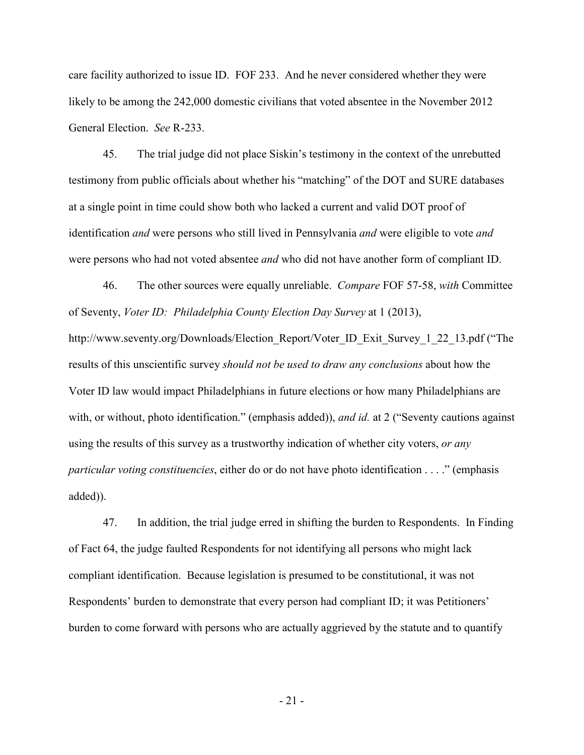care facility authorized to issue ID. FOF 233. And he never considered whether they were likely to be among the 242,000 domestic civilians that voted absentee in the November 2012 General Election. *See* R-233.

45. The trial judge did not place Siskin's testimony in the context of the unrebutted testimony from public officials about whether his "matching" of the DOT and SURE databases at a single point in time could show both who lacked a current and valid DOT proof of identification *and* were persons who still lived in Pennsylvania *and* were eligible to vote *and* were persons who had not voted absentee *and* who did not have another form of compliant ID.

46. The other sources were equally unreliable. *Compare* FOF 57-58, *with* Committee of Seventy, *Voter ID: Philadelphia County Election Day Survey* at 1 (2013), http://www.seventy.org/Downloads/Election_Report/Voter_ID_Exit_Survey_1_22_13.pdf ("The results of this unscientific survey *should not be used to draw any conclusions* about how the Voter ID law would impact Philadelphians in future elections or how many Philadelphians are with, or without, photo identification." (emphasis added)), *and id.* at 2 ("Seventy cautions against using the results of this survey as a trustworthy indication of whether city voters, *or any particular voting constituencies*, either do or do not have photo identification . . . ." (emphasis added)).

47. In addition, the trial judge erred in shifting the burden to Respondents. In Finding of Fact 64, the judge faulted Respondents for not identifying all persons who might lack compliant identification. Because legislation is presumed to be constitutional, it was not Respondents' burden to demonstrate that every person had compliant ID; it was Petitioners' burden to come forward with persons who are actually aggrieved by the statute and to quantify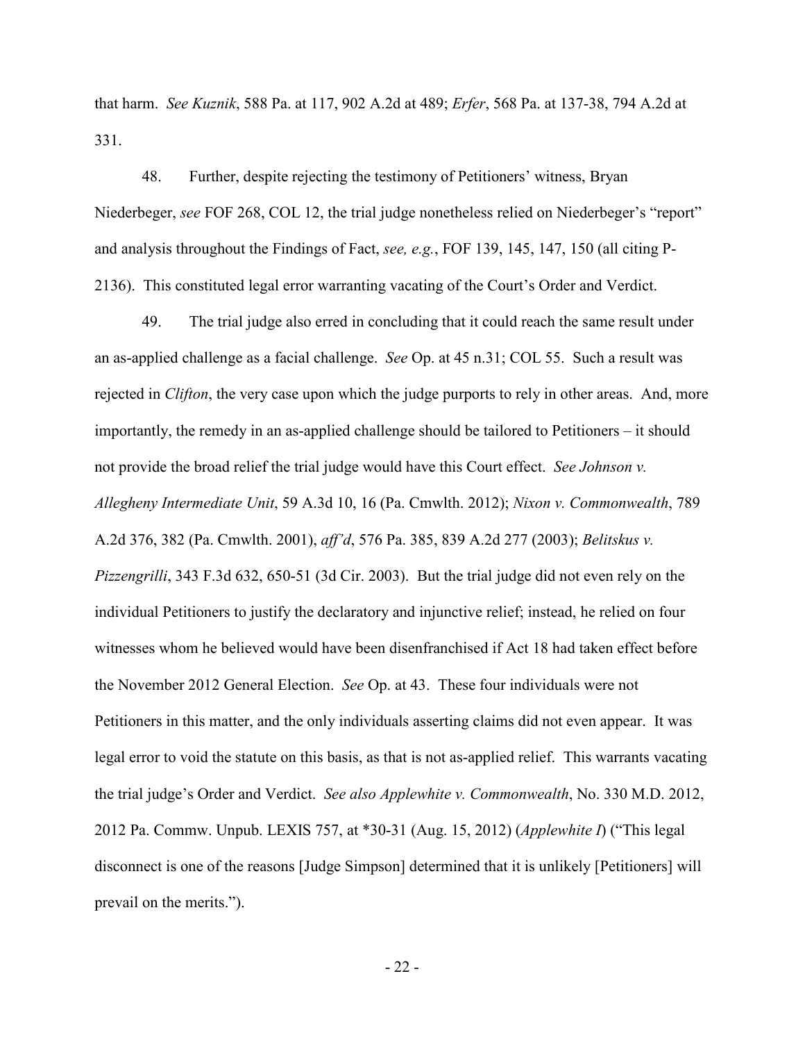that harm. *See Kuznik*, 588 Pa. at 117, 902 A.2d at 489; *Erfer*, 568 Pa. at 137-38, 794 A.2d at 331.

48. Further, despite rejecting the testimony of Petitioners' witness, Bryan Niederberger, *see* FOF 268, COL 12, the trial judge nonetheless relied on Niederbeger's "report" and analysis throughout the Findings of Fact, *see, e.g.*, FOF 139, 145, 147, 150 (all citing P-2136). This constituted legal error warranting vacating of the Court's Order and Verdict.

49. The trial judge also erred in concluding that it could reach the same result under an as-applied challenge as a facial challenge. *See* Op. at 45 n.31; COL 55. Such a result was rejected in *Clifton*, the very case upon which the judge purports to rely in other areas. And, more importantly, the remedy in an as-applied challenge should be tailored to Petitioners – it should not provide the broad relief the trial judge would have this Court effect. *See Johnson v. Allegheny Intermediate Unit*, 59 A.3d 10, 16 (Pa. Cmwlth. 2012); *Nixon v. Commonwealth*, 789 A.2d 376, 382 (Pa. Cmwlth. 2001), *aff'd*, 576 Pa. 385, 839 A.2d 277 (2003); *Belitskus v. Pizzengrilli*, 343 F.3d 632, 650-51 (3d Cir. 2003). But the trial judge did not even rely on the individual Petitioners to justify the declaratory and injunctive relief; instead, he relied on four witnesses whom he believed would have been disenfranchised if Act 18 had taken effect before the November 2012 General Election. *See* Op. at 43. These four individuals were not Petitioners in this matter, and the only individuals asserting claims did not even appear. It was legal error to void the statute on this basis, as that is not as-applied relief. This warrants vacating the trial judge's Order and Verdict. *See also Applewhite v. Commonwealth*, No. 330 M.D. 2012, 2012 Pa. Commw. Unpub. LEXIS 757, at *30-31 (Aug. 15, 2012) (*Applewhite I*) ("This legal disconnect is one of the reasons [Judge Simpson] determined that it is unlikely [Petitioners] will prevail on the merits.").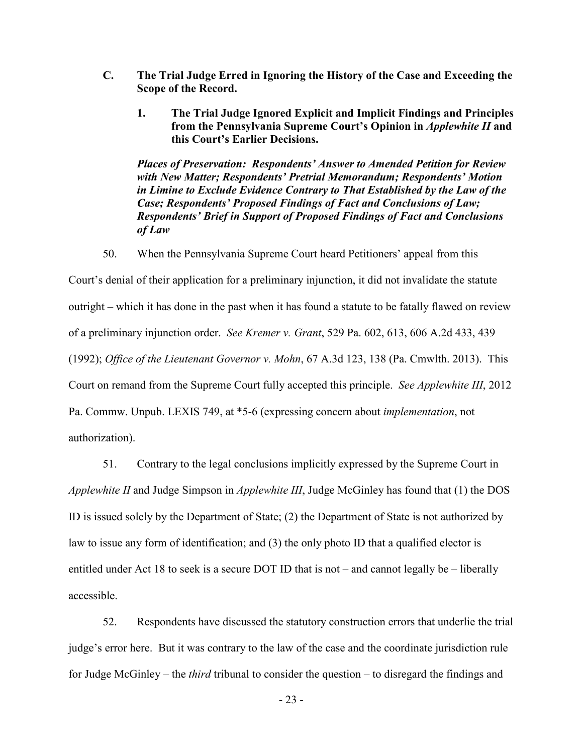### C. The Trial Judge Erred in Ignoring the History of the Case and Exceeding the Scope of the Record.

#### 1. The Trial Judge Ignored Explicit and Implicit Findings and Principles from the Pennsylvania Supreme Court's Opinion in *Applewhite II* and this Court's Earlier Decisions.

***Places of Preservation: Respondents' Answer to Amended Petition for Review with New Matter; Respondents' Pretrial Memorandum; Respondents' Motion in Limine to Exclude Evidence Contrary to That Established by the Law of the Case; Respondents' Proposed Findings of Fact and Conclusions of Law; Respondents' Brief in Support of Proposed Findings of Fact and Conclusions of Law***

50. When the Pennsylvania Supreme Court heard Petitioners' appeal from this Court's denial of their application for a preliminary injunction, it did not invalidate the statute outright – which it has done in the past when it has found a statute to be fatally flawed on review of a preliminary injunction order. *See Kremer v. Grant*, 529 Pa. 602, 613, 606 A.2d 433, 439 (1992); *Office of the Lieutenant Governor v. Mohn*, 67 A.3d 123, 138 (Pa. Cmwlth. 2013). This Court on remand from the Supreme Court fully accepted this principle. *See Applewhite III*, 2012 Pa. Commw. Unpub. LEXIS 749, at \*5-6 (expressing concern about *implementation*, not authorization).

51. Contrary to the legal conclusions implicitly expressed by the Supreme Court in *Applewhite II* and Judge Simpson in *Applewhite III*, Judge McGinley has found that (1) the DOS ID is issued solely by the Department of State; (2) the Department of State is not authorized by law to issue any form of identification; and (3) the only photo ID that a qualified elector is entitled under Act 18 to seek is a secure DOT ID that is not – and cannot legally be – liberally accessible.

52. Respondents have discussed the statutory construction errors that underlie the trial judge's error here. But it was contrary to the law of the case and the coordinate jurisdiction rule for Judge McGinley – the *third* tribunal to consider the question – to disregard the findings and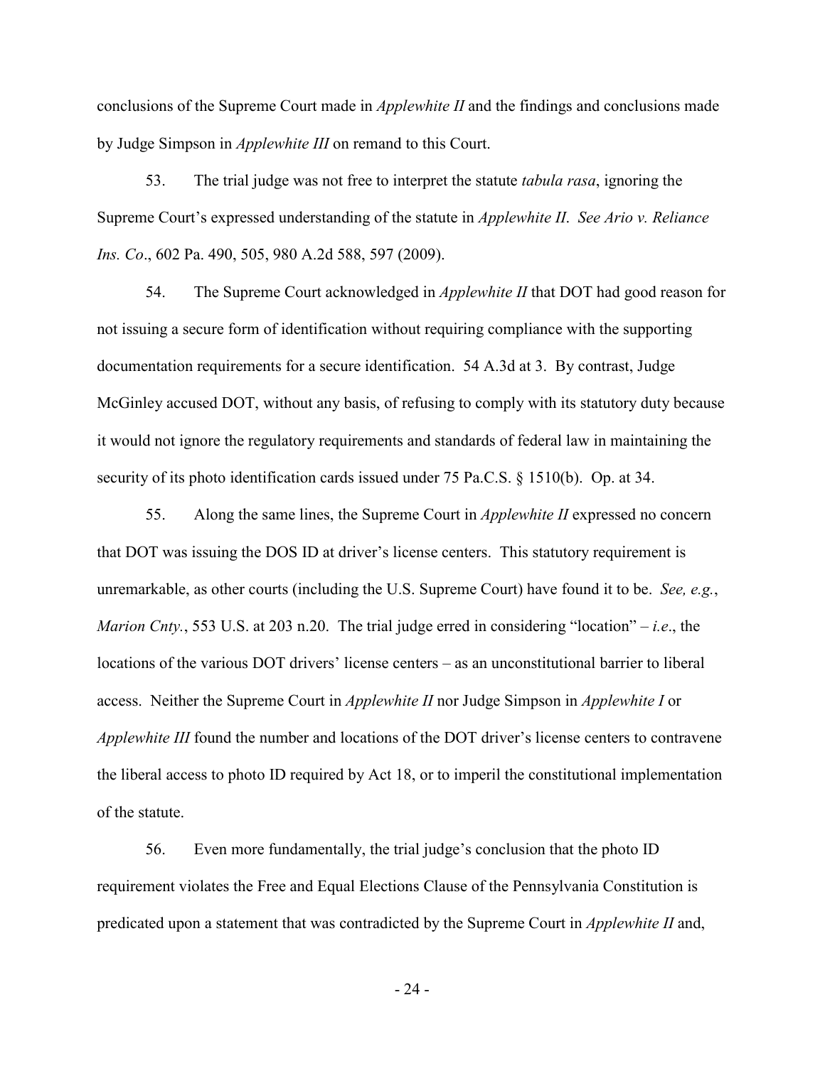conclusions of the Supreme Court made in *Applewhite II* and the findings and conclusions made by Judge Simpson in *Applewhite III* on remand to this Court.

53. The trial judge was not free to interpret the statute *tabula rasa*, ignoring the Supreme Court's expressed understanding of the statute in *Applewhite II*. *See Ario v. Reliance Ins. Co*., 602 Pa. 490, 505, 980 A.2d 588, 597 (2009).

54. The Supreme Court acknowledged in *Applewhite II* that DOT had good reason for not issuing a secure form of identification without requiring compliance with the supporting documentation requirements for a secure identification. 54 A.3d at 3. By contrast, Judge McGinley accused DOT, without any basis, of refusing to comply with its statutory duty because it would not ignore the regulatory requirements and standards of federal law in maintaining the security of its photo identification cards issued under 75 Pa.C.S. § 1510(b). Op. at 34.

55. Along the same lines, the Supreme Court in *Applewhite II* expressed no concern that DOT was issuing the DOS ID at driver's license centers. This statutory requirement is unremarkable, as other courts (including the U.S. Supreme Court) have found it to be. *See, e.g.*, *Marion Cnty.*, 553 U.S. at 203 n.20. The trial judge erred in considering "location" – *i.e*., the locations of the various DOT drivers' license centers – as an unconstitutional barrier to liberal access. Neither the Supreme Court in *Applewhite II* nor Judge Simpson in *Applewhite I* or *Applewhite III* found the number and locations of the DOT driver's license centers to contravene the liberal access to photo ID required by Act 18, or to imperil the constitutional implementation of the statute.

56. Even more fundamentally, the trial judge's conclusion that the photo ID requirement violates the Free and Equal Elections Clause of the Pennsylvania Constitution is predicated upon a statement that was contradicted by the Supreme Court in *Applewhite II* and,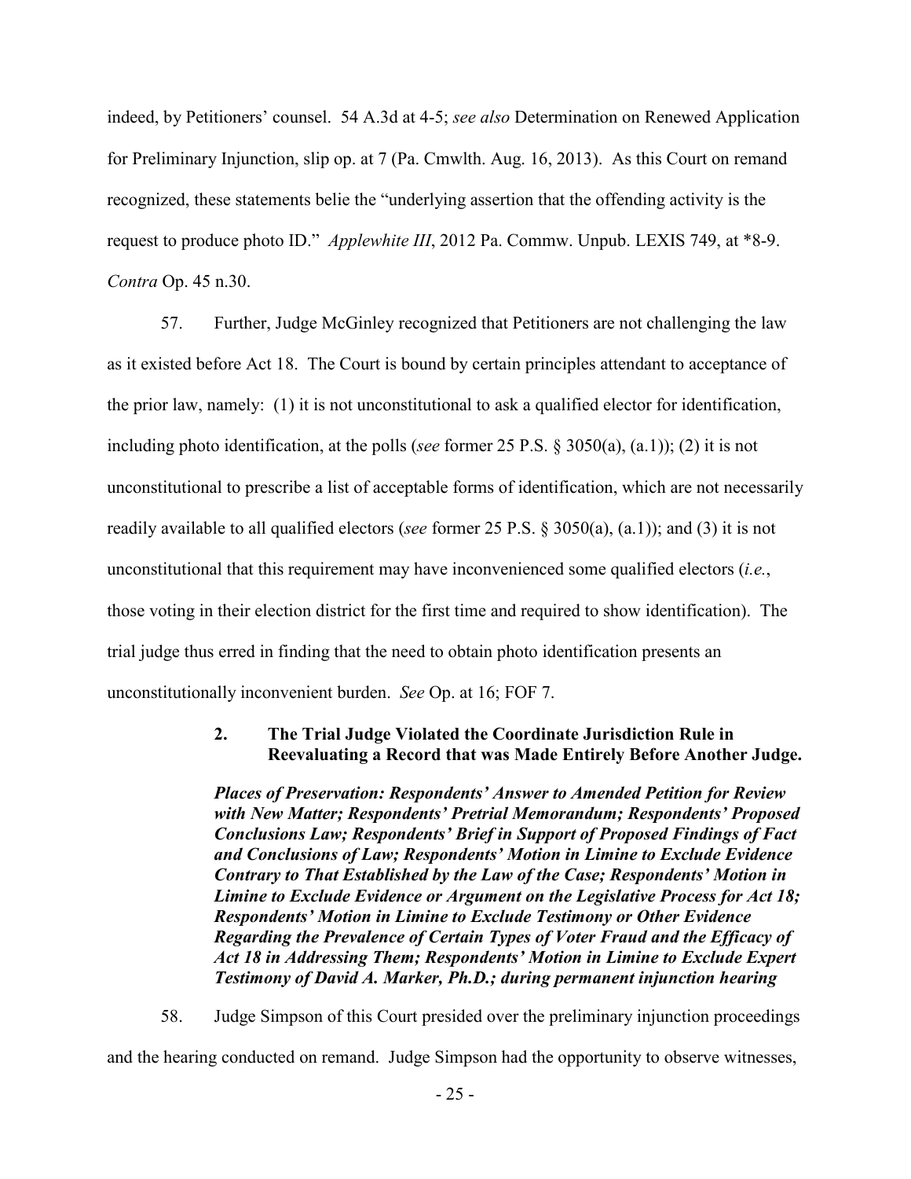indeed, by Petitioners' counsel. 54 A.3d at 4-5; *see also* Determination on Renewed Application for Preliminary Injunction, slip op. at 7 (Pa. Cmwlth. Aug. 16, 2013). As this Court on remand recognized, these statements belie the "underlying assertion that the offending activity is the request to produce photo ID." *Applewhite III*, 2012 Pa. Commw. Unpub. LEXIS 749, at *8-9. *Contra* Op. 45 n.30.

57. Further, Judge McGinley recognized that Petitioners are not challenging the law as it existed before Act 18. The Court is bound by certain principles attendant to acceptance of the prior law, namely: (1) it is not unconstitutional to ask a qualified elector for identification, including photo identification, at the polls (*see* former 25 P.S. § 3050(a), (a.1)); (2) it is not unconstitutional to prescribe a list of acceptable forms of identification, which are not necessarily readily available to all qualified electors (*see* former 25 P.S. § 3050(a), (a.1)); and (3) it is not unconstitutional that this requirement may have inconvenienced some qualified electors (*i.e.*, those voting in their election district for the first time and required to show identification). The trial judge thus erred in finding that the need to obtain photo identification presents an unconstitutionally inconvenient burden. *See* Op. at 16; FOF 7.

### 2. The Trial Judge Violated the Coordinate Jurisdiction Rule in Reevaluating a Record that was Made Entirely Before Another Judge.

***Places of Preservation: Respondents' Answer to Amended Petition for Review with New Matter; Respondents' Pretrial Memorandum; Respondents' Proposed Conclusions Law; Respondents' Brief in Support of Proposed Findings of Fact and Conclusions of Law; Respondents' Motion in Limine to Exclude Evidence Contrary to That Established by the Law of the Case; Respondents' Motion in Limine to Exclude Evidence or Argument on the Legislative Process for Act 18; Respondents' Motion in Limine to Exclude Testimony or Other Evidence Regarding the Prevalence of Certain Types of Voter Fraud and the Efficacy of Act 18 in Addressing Them; Respondents' Motion in Limine to Exclude Expert Testimony of David A. Marker, Ph.D.; during permanent injunction hearing***

58. Judge Simpson of this Court presided over the preliminary injunction proceedings and the hearing conducted on remand. Judge Simpson had the opportunity to observe witnesses,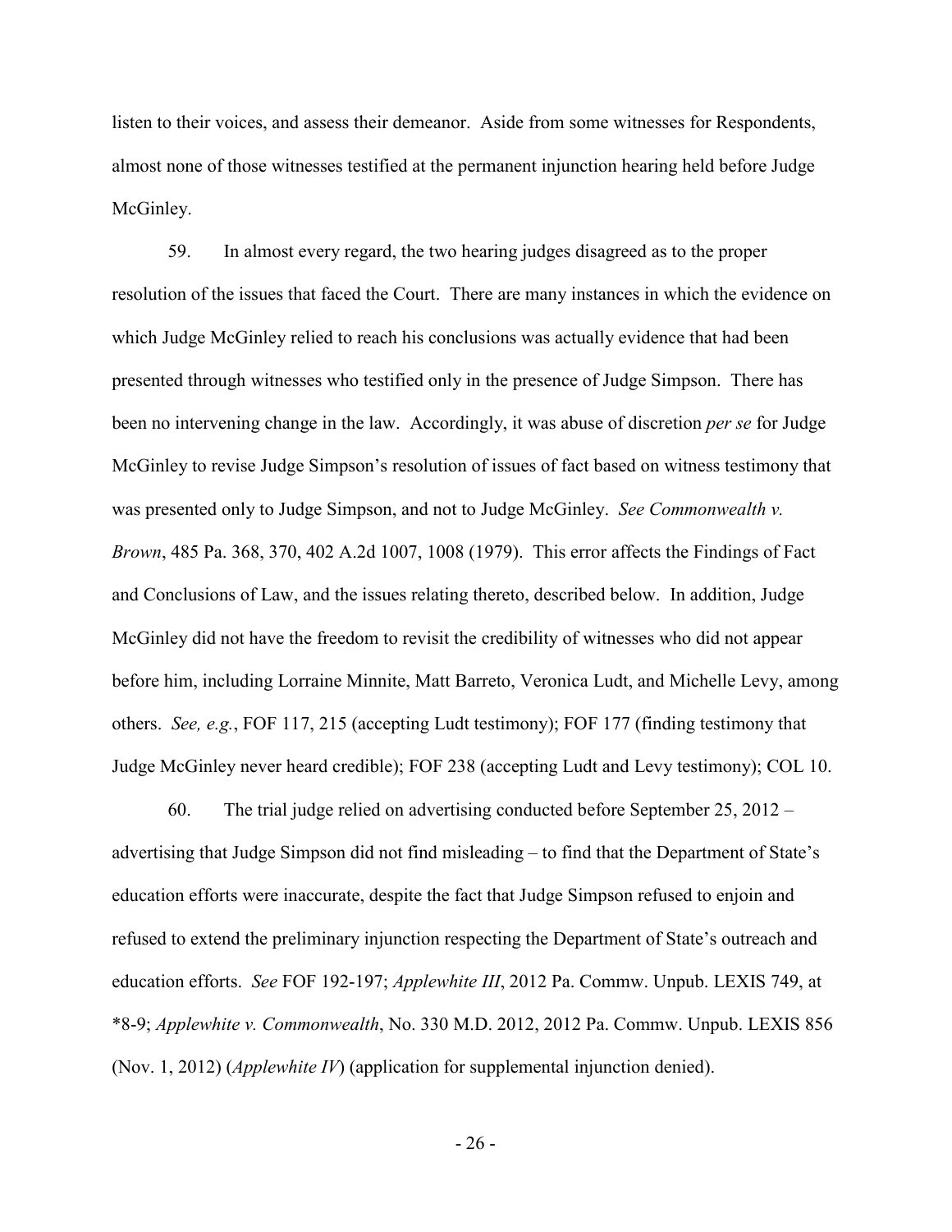listen to their voices, and assess their demeanor. Aside from some witnesses for Respondents, almost none of those witnesses testified at the permanent injunction hearing held before Judge McGinley.

59. In almost every regard, the two hearing judges disagreed as to the proper resolution of the issues that faced the Court. There are many instances in which the evidence on which Judge McGinley relied to reach his conclusions was actually evidence that had been presented through witnesses who testified only in the presence of Judge Simpson. There has been no intervening change in the law. Accordingly, it was abuse of discretion *per se* for Judge McGinley to revise Judge Simpson's resolution of issues of fact based on witness testimony that was presented only to Judge Simpson, and not to Judge McGinley. *See Commonwealth v. Brown*, 485 Pa. 368, 370, 402 A.2d 1007, 1008 (1979). This error affects the Findings of Fact and Conclusions of Law, and the issues relating thereto, described below. In addition, Judge McGinley did not have the freedom to revisit the credibility of witnesses who did not appear before him, including Lorraine Minnite, Matt Barreto, Veronica Ludt, and Michelle Levy, among others. *See, e.g.*, FOF 117, 215 (accepting Ludt testimony); FOF 177 (finding testimony that Judge McGinley never heard credible); FOF 238 (accepting Ludt and Levy testimony); COL 10.

60. The trial judge relied on advertising conducted before September 25, 2012 – advertising that Judge Simpson did not find misleading – to find that the Department of State's education efforts were inaccurate, despite the fact that Judge Simpson refused to enjoin and refused to extend the preliminary injunction respecting the Department of State's outreach and education efforts. *See* FOF 192-197; *Applewhite III*, 2012 Pa. Commw. Unpub. LEXIS 749, at *8-9; *Applewhite v. Commonwealth*, No. 330 M.D. 2012, 2012 Pa. Commw. Unpub. LEXIS 856 (Nov. 1, 2012) (*Applewhite IV*) (application for supplemental injunction denied).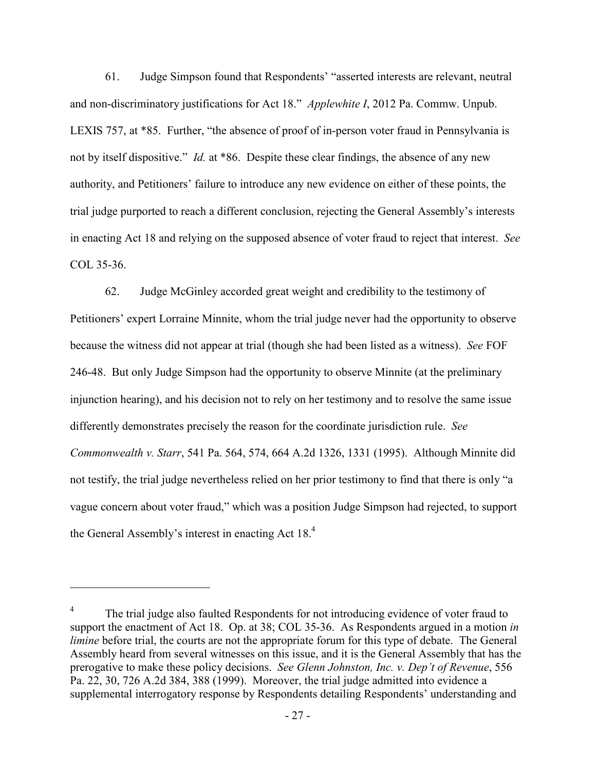61. Judge Simpson found that Respondents' "asserted interests are relevant, neutral and non-discriminatory justifications for Act 18." *Applewhite I*, 2012 Pa. Commw. Unpub. LEXIS 757, at *85. Further, "the absence of proof of in-person voter fraud in Pennsylvania is not by itself dispositive." *Id.* at *86. Despite these clear findings, the absence of any new authority, and Petitioners' failure to introduce any new evidence on either of these points, the trial judge purported to reach a different conclusion, rejecting the General Assembly's interests in enacting Act 18 and relying on the supposed absence of voter fraud to reject that interest. *See* COL 35-36.

62. Judge McGinley accorded great weight and credibility to the testimony of Petitioners' expert Lorraine Minnite, whom the trial judge never had the opportunity to observe because the witness did not appear at trial (though she had been listed as a witness). *See* FOF 246-48. But only Judge Simpson had the opportunity to observe Minnite (at the preliminary injunction hearing), and his decision not to rely on her testimony and to resolve the same issue differently demonstrates precisely the reason for the coordinate jurisdiction rule. *See Commonwealth v. Starr*, 541 Pa. 564, 574, 664 A.2d 1326, 1331 (1995). Although Minnite did not testify, the trial judge nevertheless relied on her prior testimony to find that there is only "a vague concern about voter fraud," which was a position Judge Simpson had rejected, to support the General Assembly's interest in enacting Act 18.[4]

---

[4] The trial judge also faulted Respondents for not introducing evidence of voter fraud to support the enactment of Act 18. Op. at 38; COL 35-36. As Respondents argued in a motion *in limine* before trial, the courts are not the appropriate forum for this type of debate. The General Assembly heard from several witnesses on this issue, and it is the General Assembly that has the prerogative to make these policy decisions. *See Glenn Johnston, Inc. v. Dep't of Revenue*, 556 Pa. 22, 30, 726 A.2d 384, 388 (1999). Moreover, the trial judge admitted into evidence a supplemental interrogatory response by Respondents detailing Respondents' understanding and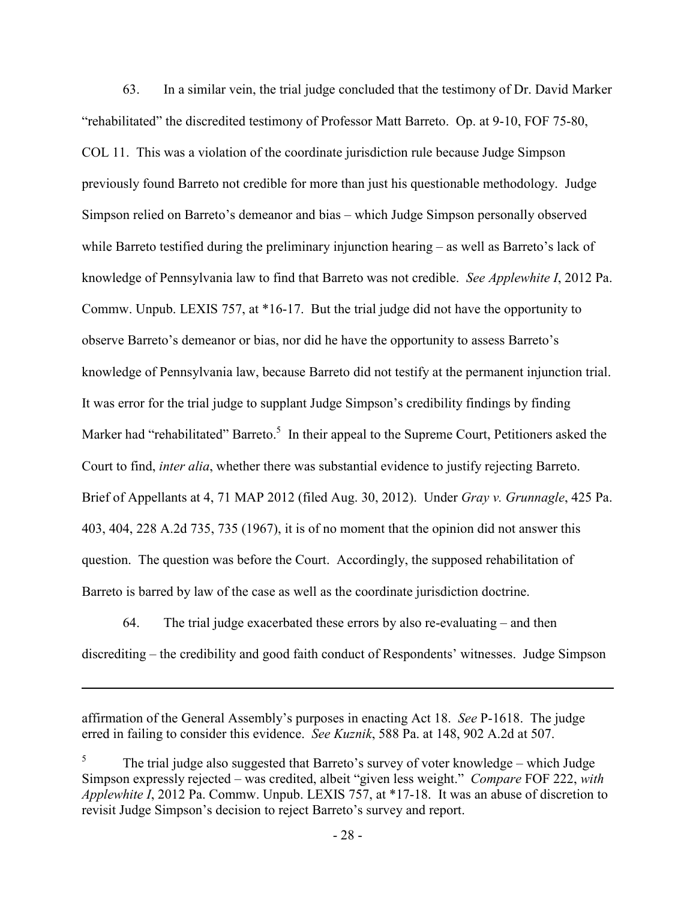63. In a similar vein, the trial judge concluded that the testimony of Dr. David Marker "rehabilitated" the discredited testimony of Professor Matt Barreto. Op. at 9-10, FOF 75-80, COL 11. This was a violation of the coordinate jurisdiction rule because Judge Simpson previously found Barreto not credible for more than just his questionable methodology. Judge Simpson relied on Barreto's demeanor and bias – which Judge Simpson personally observed while Barreto testified during the preliminary injunction hearing – as well as Barreto's lack of knowledge of Pennsylvania law to find that Barreto was not credible. *See Applewhite I*, 2012 Pa. Commw. Unpub. LEXIS 757, at *16-17. But the trial judge did not have the opportunity to observe Barreto's demeanor or bias, nor did he have the opportunity to assess Barreto's knowledge of Pennsylvania law, because Barreto did not testify at the permanent injunction trial. It was error for the trial judge to supplant Judge Simpson's credibility findings by finding Marker had "rehabilitated" Barreto.[5] In their appeal to the Supreme Court, Petitioners asked the Court to find, *inter alia*, whether there was substantial evidence to justify rejecting Barreto. Brief of Appellants at 4, 71 MAP 2012 (filed Aug. 30, 2012). Under *Gray v. Grunnagle*, 425 Pa. 403, 404, 228 A.2d 735, 735 (1967), it is of no moment that the opinion did not answer this question. The question was before the Court. Accordingly, the supposed rehabilitation of Barreto is barred by law of the case as well as the coordinate jurisdiction doctrine.

64. The trial judge exacerbated these errors by also re-evaluating – and then discrediting – the credibility and good faith conduct of Respondents' witnesses. Judge Simpson

---

affirmation of the General Assembly's purposes in enacting Act 18. *See* P-1618. The judge erred in failing to consider this evidence. *See Kuznik*, 588 Pa. at 148, 902 A.2d at 507.

[5] The trial judge also suggested that Barreto's survey of voter knowledge – which Judge Simpson expressly rejected – was credited, albeit "given less weight." *Compare* FOF 222, *with Applewhite I*, 2012 Pa. Commw. Unpub. LEXIS 757, at *17-18. It was an abuse of discretion to revisit Judge Simpson's decision to reject Barreto's survey and report.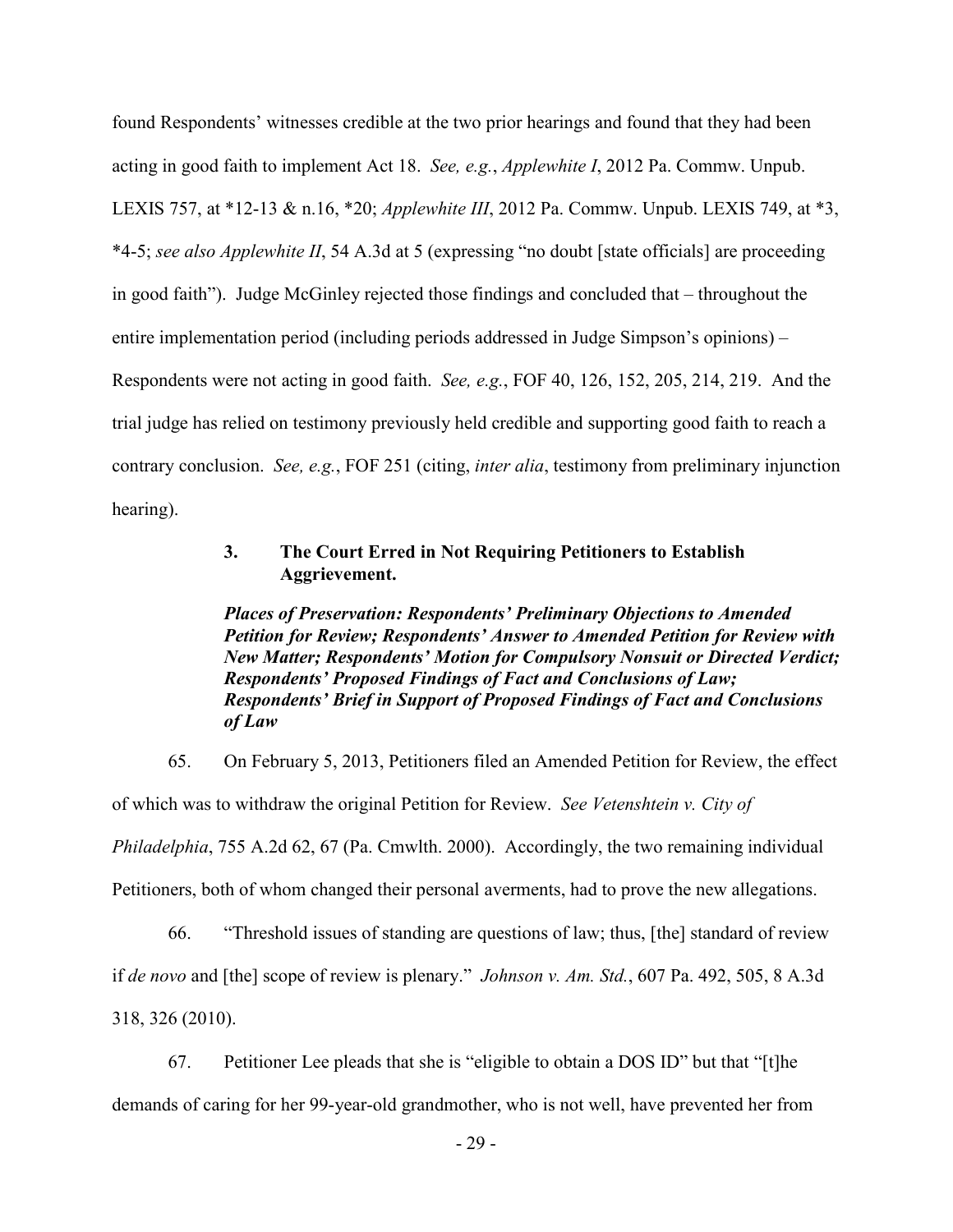found Respondents' witnesses credible at the two prior hearings and found that they had been acting in good faith to implement Act 18. *See, e.g.*, *Applewhite I*, 2012 Pa. Commw. Unpub. LEXIS 757, at *12-13 & n.16, *20; *Applewhite III*, 2012 Pa. Commw. Unpub. LEXIS 749, at *3, *4-5; *see also Applewhite II*, 54 A.3d at 5 (expressing "no doubt [state officials] are proceeding in good faith"). Judge McGinley rejected those findings and concluded that – throughout the entire implementation period (including periods addressed in Judge Simpson's opinions) – Respondents were not acting in good faith. *See, e.g.*, FOF 40, 126, 152, 205, 214, 219. And the trial judge has relied on testimony previously held credible and supporting good faith to reach a contrary conclusion. *See, e.g.*, FOF 251 (citing, *inter alia*, testimony from preliminary injunction hearing).

### 3. The Court Erred in Not Requiring Petitioners to Establish Aggrievement.

***Places of Preservation: Respondents' Preliminary Objections to Amended Petition for Review; Respondents' Answer to Amended Petition for Review with New Matter; Respondents' Motion for Compulsory Nonsuit or Directed Verdict; Respondents' Proposed Findings of Fact and Conclusions of Law; Respondents' Brief in Support of Proposed Findings of Fact and Conclusions of Law***

65. On February 5, 2013, Petitioners filed an Amended Petition for Review, the effect of which was to withdraw the original Petition for Review. *See Vetenshtein v. City of Philadelphia*, 755 A.2d 62, 67 (Pa. Cmwlth. 2000). Accordingly, the two remaining individual Petitioners, both of whom changed their personal averments, had to prove the new allegations.

66. "Threshold issues of standing are questions of law; thus, [the] standard of review if *de novo* and [the] scope of review is plenary." *Johnson v. Am. Std.*, 607 Pa. 492, 505, 8 A.3d 318, 326 (2010).

67. Petitioner Lee pleads that she is "eligible to obtain a DOS ID" but that "[t]he demands of caring for her 99-year-old grandmother, who is not well, have prevented her from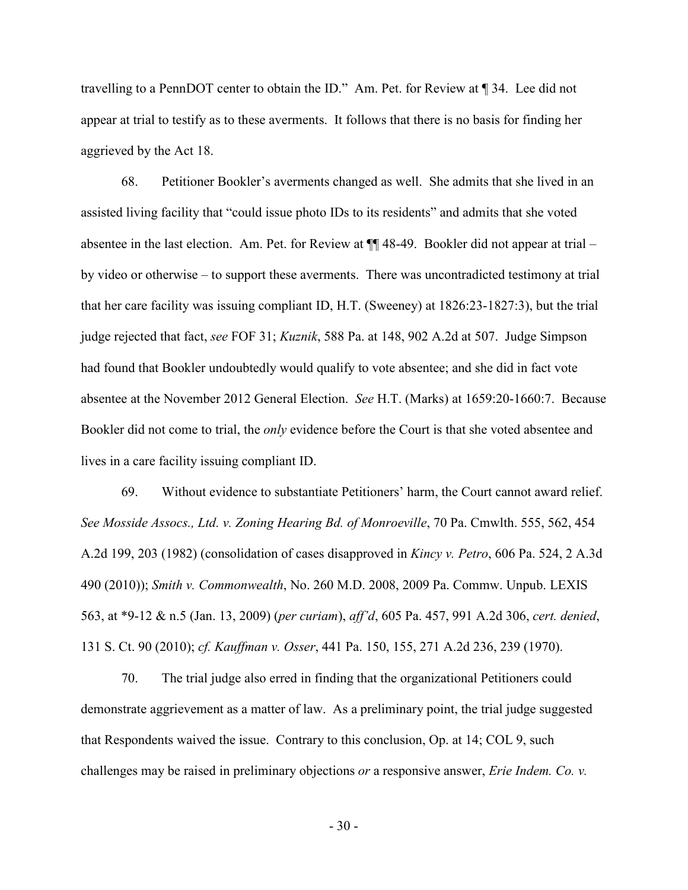travelling to a PennDOT center to obtain the ID." Am. Pet. for Review at ¶ 34. Lee did not appear at trial to testify as to these averments. It follows that there is no basis for finding her aggrieved by the Act 18.

68. Petitioner Bookler's averments changed as well. She admits that she lived in an assisted living facility that "could issue photo IDs to its residents" and admits that she voted absentee in the last election. Am. Pet. for Review at ¶¶ 48-49. Bookler did not appear at trial – by video or otherwise – to support these averments. There was uncontradicted testimony at trial that her care facility was issuing compliant ID, H.T. (Sweeney) at 1826:23-1827:3), but the trial judge rejected that fact, *see* FOF 31; *Kuznik*, 588 Pa. at 148, 902 A.2d at 507. Judge Simpson had found that Bookler undoubtedly would qualify to vote absentee; and she did in fact vote absentee at the November 2012 General Election. *See* H.T. (Marks) at 1659:20-1660:7. Because Bookler did not come to trial, the *only* evidence before the Court is that she voted absentee and lives in a care facility issuing compliant ID.

69. Without evidence to substantiate Petitioners' harm, the Court cannot award relief. *See Mosside Assocs., Ltd. v. Zoning Hearing Bd. of Monroeville*, 70 Pa. Cmwlth. 555, 562, 454 A.2d 199, 203 (1982) (consolidation of cases disapproved in *Kincy v. Petro*, 606 Pa. 524, 2 A.3d 490 (2010)); *Smith v. Commonwealth*, No. 260 M.D. 2008, 2009 Pa. Commw. Unpub. LEXIS 563, at *9-12 & n.5 (Jan. 13, 2009) (*per curiam*), *aff'd*, 605 Pa. 457, 991 A.2d 306, *cert. denied*, 131 S. Ct. 90 (2010); *cf. Kauffman v. Osser*, 441 Pa. 150, 155, 271 A.2d 236, 239 (1970).

70. The trial judge also erred in finding that the organizational Petitioners could demonstrate aggrievement as a matter of law. As a preliminary point, the trial judge suggested that Respondents waived the issue. Contrary to this conclusion, Op. at 14; COL 9, such challenges may be raised in preliminary objections *or* a responsive answer, *Erie Indem. Co. v.*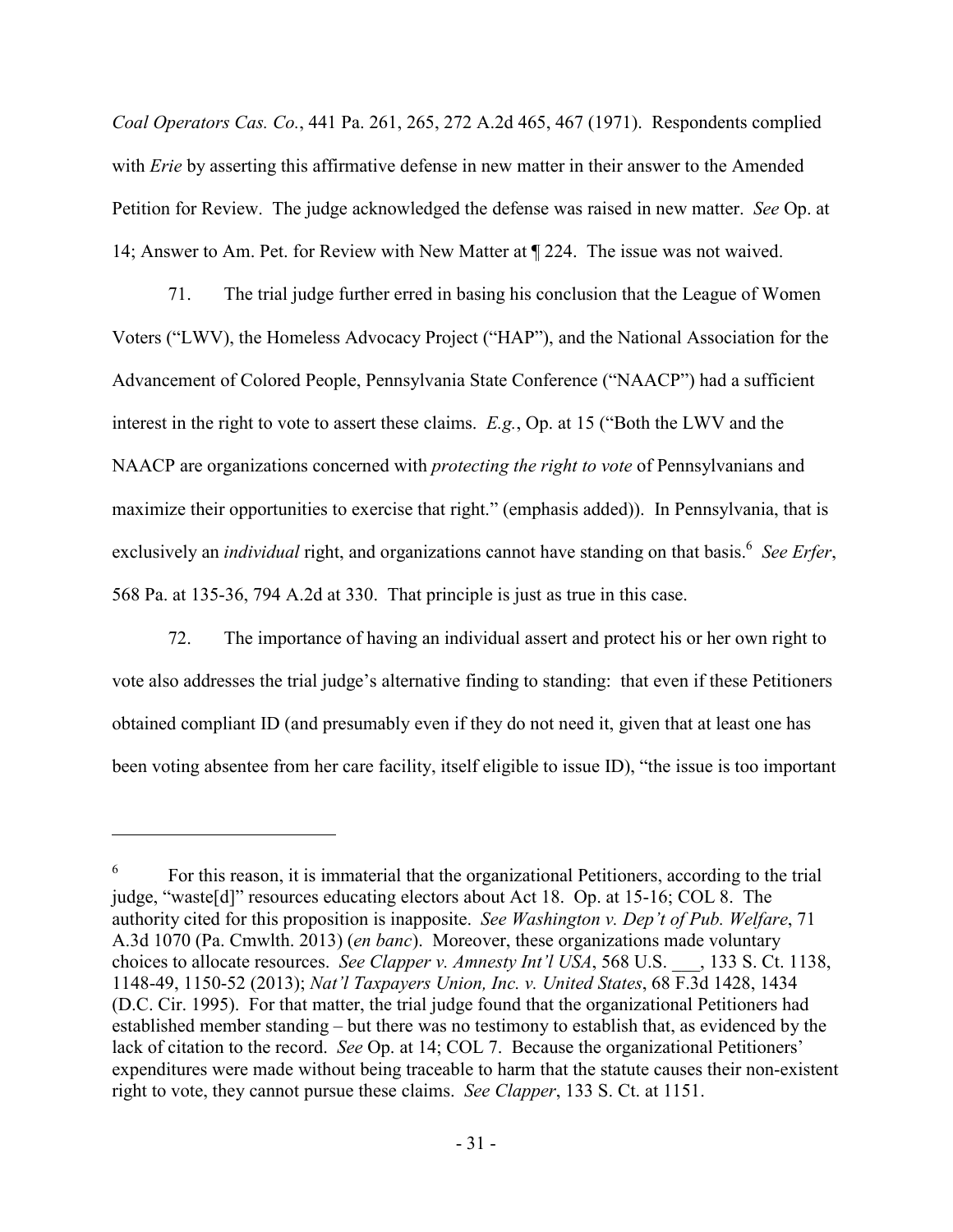*Coal Operators Cas. Co.*, 441 Pa. 261, 265, 272 A.2d 465, 467 (1971). Respondents complied with *Erie* by asserting this affirmative defense in new matter in their answer to the Amended Petition for Review. The judge acknowledged the defense was raised in new matter. *See* Op. at 14; Answer to Am. Pet. for Review with New Matter at ¶ 224. The issue was not waived.

71. The trial judge further erred in basing his conclusion that the League of Women Voters ("LWV), the Homeless Advocacy Project ("HAP"), and the National Association for the Advancement of Colored People, Pennsylvania State Conference ("NAACP") had a sufficient interest in the right to vote to assert these claims. *E.g.*, Op. at 15 ("Both the LWV and the NAACP are organizations concerned with *protecting the right to vote* of Pennsylvanians and maximize their opportunities to exercise that right." (emphasis added)). In Pennsylvania, that is exclusively an *individual* right, and organizations cannot have standing on that basis.[6] *See Erfer*, 568 Pa. at 135-36, 794 A.2d at 330. That principle is just as true in this case.

72. The importance of having an individual assert and protect his or her own right to vote also addresses the trial judge's alternative finding to standing: that even if these Petitioners obtained compliant ID (and presumably even if they do not need it, given that at least one has been voting absentee from her care facility, itself eligible to issue ID), "the issue is too important

---

[6] For this reason, it is immaterial that the organizational Petitioners, according to the trial judge, "waste[d]" resources educating electors about Act 18. Op. at 15-16; COL 8. The authority cited for this proposition is inapposite. *See Washington v. Dep't of Pub. Welfare*, 71 A.3d 1070 (Pa. Cmwlth. 2013) (*en banc*). Moreover, these organizations made voluntary choices to allocate resources. *See Clapper v. Amnesty Int'l USA*, 568 U.S. ___, 133 S. Ct. 1138, 1148-49, 1150-52 (2013); *Nat'l Taxpayers Union, Inc. v. United States*, 68 F.3d 1428, 1434 (D.C. Cir. 1995). For that matter, the trial judge found that the organizational Petitioners had established member standing – but there was no testimony to establish that, as evidenced by the lack of citation to the record. *See* Op. at 14; COL 7. Because the organizational Petitioners' expenditures were made without being traceable to harm that the statute causes their non-existent right to vote, they cannot pursue these claims. *See Clapper*, 133 S. Ct. at 1151.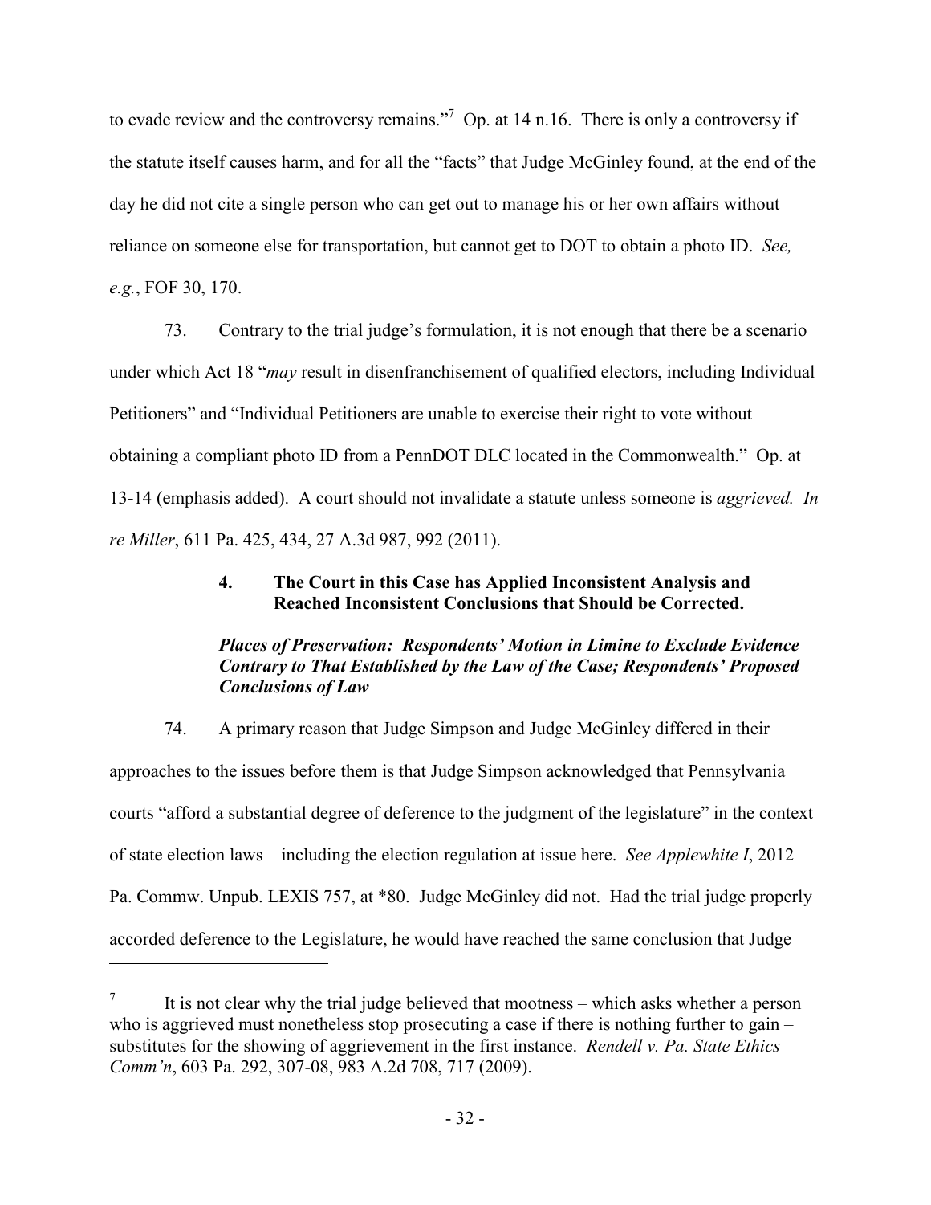to evade review and the controversy remains."[7] Op. at 14 n.16. There is only a controversy if the statute itself causes harm, and for all the "facts" that Judge McGinley found, at the end of the day he did not cite a single person who can get out to manage his or her own affairs without reliance on someone else for transportation, but cannot get to DOT to obtain a photo ID. *See, e.g.*, FOF 30, 170.

73. Contrary to the trial judge's formulation, it is not enough that there be a scenario under which Act 18 "*may* result in disenfranchisement of qualified electors, including Individual Petitioners" and "Individual Petitioners are unable to exercise their right to vote without obtaining a compliant photo ID from a PennDOT DLC located in the Commonwealth." Op. at 13-14 (emphasis added). A court should not invalidate a statute unless someone is *aggrieved. In re Miller*, 611 Pa. 425, 434, 27 A.3d 987, 992 (2011).

### 4. The Court in this Case has Applied Inconsistent Analysis and Reached Inconsistent Conclusions that Should be Corrected.

***Places of Preservation: Respondents' Motion in Limine to Exclude Evidence Contrary to That Established by the Law of the Case; Respondents' Proposed Conclusions of Law***

74. A primary reason that Judge Simpson and Judge McGinley differed in their approaches to the issues before them is that Judge Simpson acknowledged that Pennsylvania courts "afford a substantial degree of deference to the judgment of the legislature" in the context of state election laws – including the election regulation at issue here. *See Applewhite I*, 2012 Pa. Commw. Unpub. LEXIS 757, at *80. Judge McGinley did not. Had the trial judge properly accorded deference to the Legislature, he would have reached the same conclusion that Judge

---

[7] It is not clear why the trial judge believed that mootness – which asks whether a person who is aggrieved must nonetheless stop prosecuting a case if there is nothing further to gain – substitutes for the showing of aggrievement in the first instance. *Rendell v. Pa. State Ethics Comm'n*, 603 Pa. 292, 307-08, 983 A.2d 708, 717 (2009).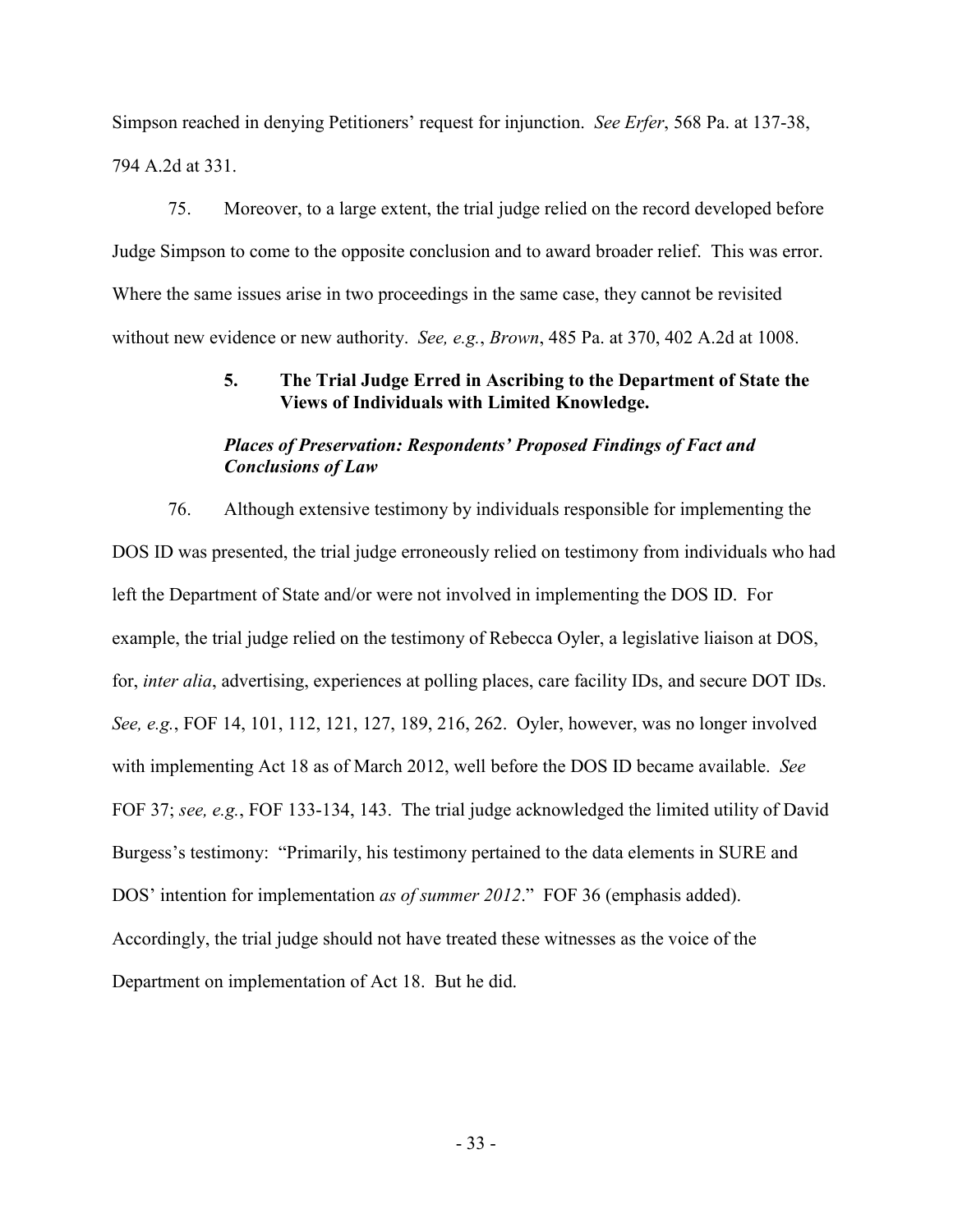Simpson reached in denying Petitioners' request for injunction. *See Erfer*, 568 Pa. at 137-38, 794 A.2d at 331.

75. Moreover, to a large extent, the trial judge relied on the record developed before Judge Simpson to come to the opposite conclusion and to award broader relief. This was error. Where the same issues arise in two proceedings in the same case, they cannot be revisited without new evidence or new authority. *See, e.g.*, *Brown*, 485 Pa. at 370, 402 A.2d at 1008.

### 5. The Trial Judge Erred in Ascribing to the Department of State the Views of Individuals with Limited Knowledge.

***Places of Preservation: Respondents' Proposed Findings of Fact and Conclusions of Law***

76. Although extensive testimony by individuals responsible for implementing the DOS ID was presented, the trial judge erroneously relied on testimony from individuals who had left the Department of State and/or were not involved in implementing the DOS ID. For example, the trial judge relied on the testimony of Rebecca Oyler, a legislative liaison at DOS, for, *inter alia*, advertising, experiences at polling places, care facility IDs, and secure DOT IDs. *See, e.g.*, FOF 14, 101, 112, 121, 127, 189, 216, 262. Oyler, however, was no longer involved with implementing Act 18 as of March 2012, well before the DOS ID became available. *See* FOF 37; *see, e.g.*, FOF 133-134, 143. The trial judge acknowledged the limited utility of David Burgess's testimony: "Primarily, his testimony pertained to the data elements in SURE and DOS' intention for implementation *as of summer 2012*." FOF 36 (emphasis added). Accordingly, the trial judge should not have treated these witnesses as the voice of the Department on implementation of Act 18. But he did.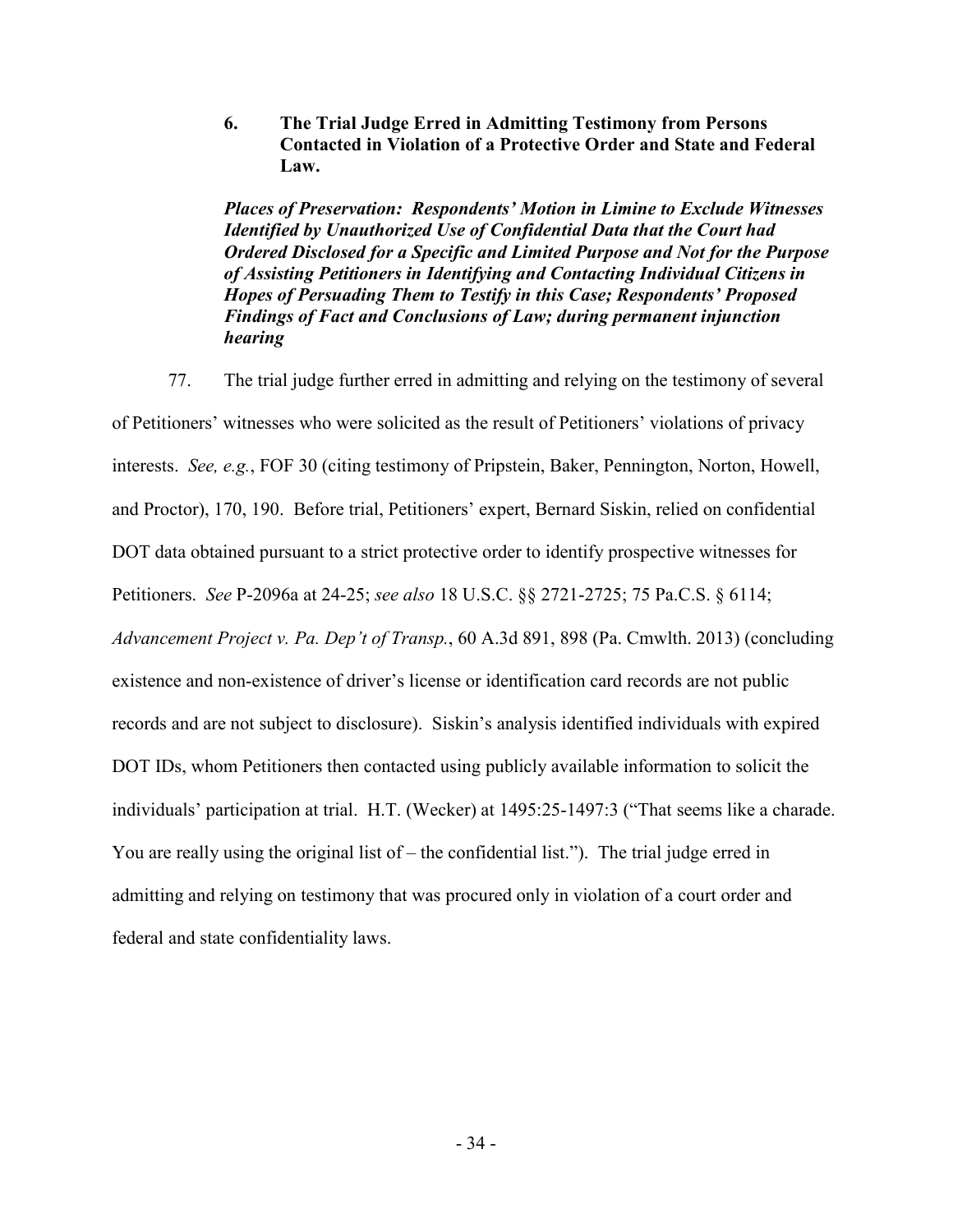### 6. The Trial Judge Erred in Admitting Testimony from Persons Contacted in Violation of a Protective Order and State and Federal Law.

***Places of Preservation: Respondents' Motion in Limine to Exclude Witnesses Identified by Unauthorized Use of Confidential Data that the Court had Ordered Disclosed for a Specific and Limited Purpose and Not for the Purpose of Assisting Petitioners in Identifying and Contacting Individual Citizens in Hopes of Persuading Them to Testify in this Case; Respondents' Proposed Findings of Fact and Conclusions of Law; during permanent injunction hearing***

77. The trial judge further erred in admitting and relying on the testimony of several of Petitioners' witnesses who were solicited as the result of Petitioners' violations of privacy interests. *See, e.g.*, FOF 30 (citing testimony of Pripstein, Baker, Pennington, Norton, Howell, and Proctor), 170, 190. Before trial, Petitioners' expert, Bernard Siskin, relied on confidential DOT data obtained pursuant to a strict protective order to identify prospective witnesses for Petitioners. *See* P-2096a at 24-25; *see also* 18 U.S.C. §§ 2721-2725; 75 Pa.C.S. § 6114; *Advancement Project v. Pa. Dep't of Transp.*, 60 A.3d 891, 898 (Pa. Cmwlth. 2013) (concluding existence and non-existence of driver's license or identification card records are not public records and are not subject to disclosure). Siskin's analysis identified individuals with expired DOT IDs, whom Petitioners then contacted using publicly available information to solicit the individuals' participation at trial. H.T. (Wecker) at 1495:25-1497:3 ("That seems like a charade. You are really using the original list of – the confidential list."). The trial judge erred in admitting and relying on testimony that was procured only in violation of a court order and federal and state confidentiality laws.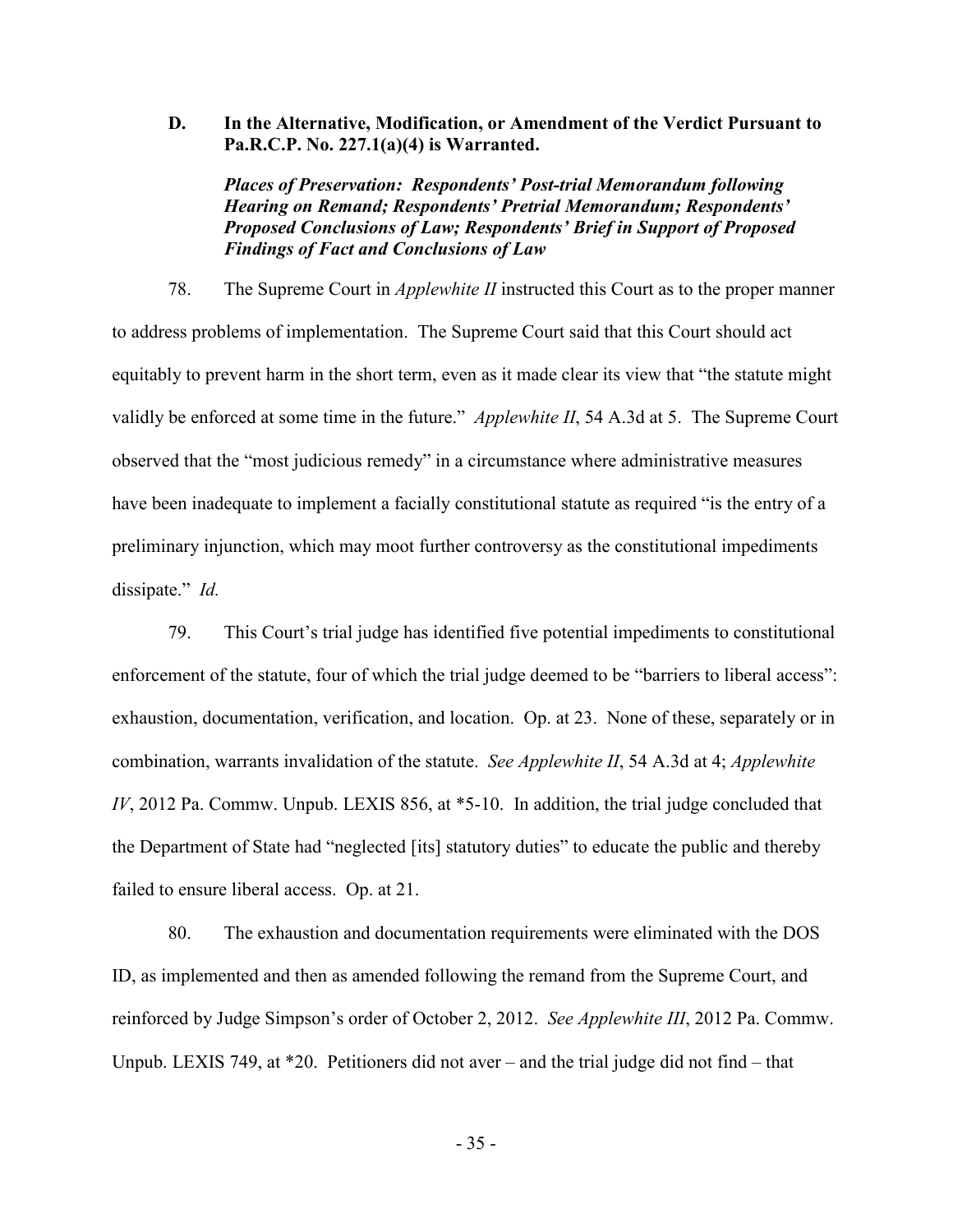### D. In the Alternative, Modification, or Amendment of the Verdict Pursuant to Pa.R.C.P. No. 227.1(a)(4) is Warranted.

***Places of Preservation: Respondents' Post-trial Memorandum following Hearing on Remand; Respondents' Pretrial Memorandum; Respondents' Proposed Conclusions of Law; Respondents' Brief in Support of Proposed Findings of Fact and Conclusions of Law***

78. The Supreme Court in *Applewhite II* instructed this Court as to the proper manner to address problems of implementation. The Supreme Court said that this Court should act equitably to prevent harm in the short term, even as it made clear its view that "the statute might validly be enforced at some time in the future." *Applewhite II*, 54 A.3d at 5. The Supreme Court observed that the "most judicious remedy" in a circumstance where administrative measures have been inadequate to implement a facially constitutional statute as required "is the entry of a preliminary injunction, which may moot further controversy as the constitutional impediments dissipate." *Id.*

79. This Court's trial judge has identified five potential impediments to constitutional enforcement of the statute, four of which the trial judge deemed to be "barriers to liberal access": exhaustion, documentation, verification, and location. Op. at 23. None of these, separately or in combination, warrants invalidation of the statute. *See Applewhite II*, 54 A.3d at 4; *Applewhite IV*, 2012 Pa. Commw. Unpub. LEXIS 856, at *5-10. In addition, the trial judge concluded that the Department of State had "neglected [its] statutory duties" to educate the public and thereby failed to ensure liberal access. Op. at 21.

80. The exhaustion and documentation requirements were eliminated with the DOS ID, as implemented and then as amended following the remand from the Supreme Court, and reinforced by Judge Simpson's order of October 2, 2012. *See Applewhite III*, 2012 Pa. Commw. Unpub. LEXIS 749, at *20. Petitioners did not aver – and the trial judge did not find – that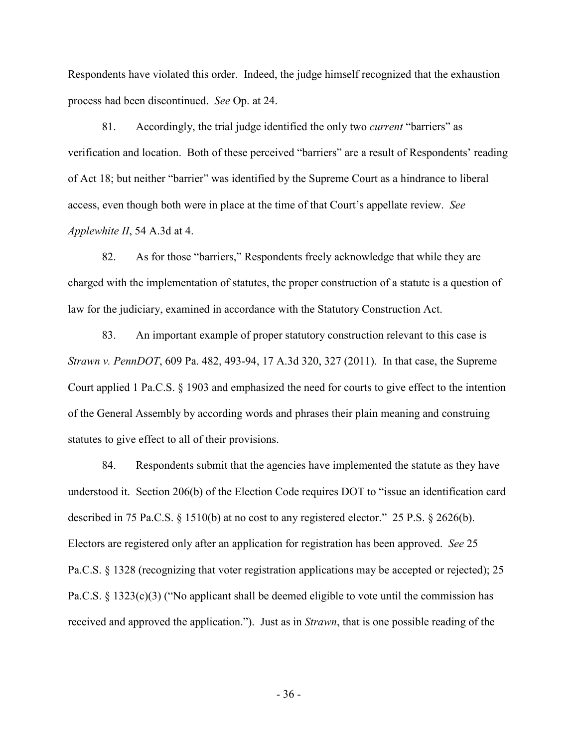Respondents have violated this order. Indeed, the judge himself recognized that the exhaustion process had been discontinued. *See* Op. at 24.

81. Accordingly, the trial judge identified the only two *current* "barriers" as verification and location. Both of these perceived "barriers" are a result of Respondents' reading of Act 18; but neither "barrier" was identified by the Supreme Court as a hindrance to liberal access, even though both were in place at the time of that Court's appellate review. *See Applewhite II*, 54 A.3d at 4.

82. As for those "barriers," Respondents freely acknowledge that while they are charged with the implementation of statutes, the proper construction of a statute is a question of law for the judiciary, examined in accordance with the Statutory Construction Act.

83. An important example of proper statutory construction relevant to this case is *Strawn v. PennDOT*, 609 Pa. 482, 493-94, 17 A.3d 320, 327 (2011). In that case, the Supreme Court applied 1 Pa.C.S. § 1903 and emphasized the need for courts to give effect to the intention of the General Assembly by according words and phrases their plain meaning and construing statutes to give effect to all of their provisions.

84. Respondents submit that the agencies have implemented the statute as they have understood it. Section 206(b) of the Election Code requires DOT to "issue an identification card described in 75 Pa.C.S. § 1510(b) at no cost to any registered elector." 25 P.S. § 2626(b). Electors are registered only after an application for registration has been approved. *See* 25 Pa.C.S. § 1328 (recognizing that voter registration applications may be accepted or rejected); 25 Pa.C.S. § 1323(c)(3) ("No applicant shall be deemed eligible to vote until the commission has received and approved the application."). Just as in *Strawn*, that is one possible reading of the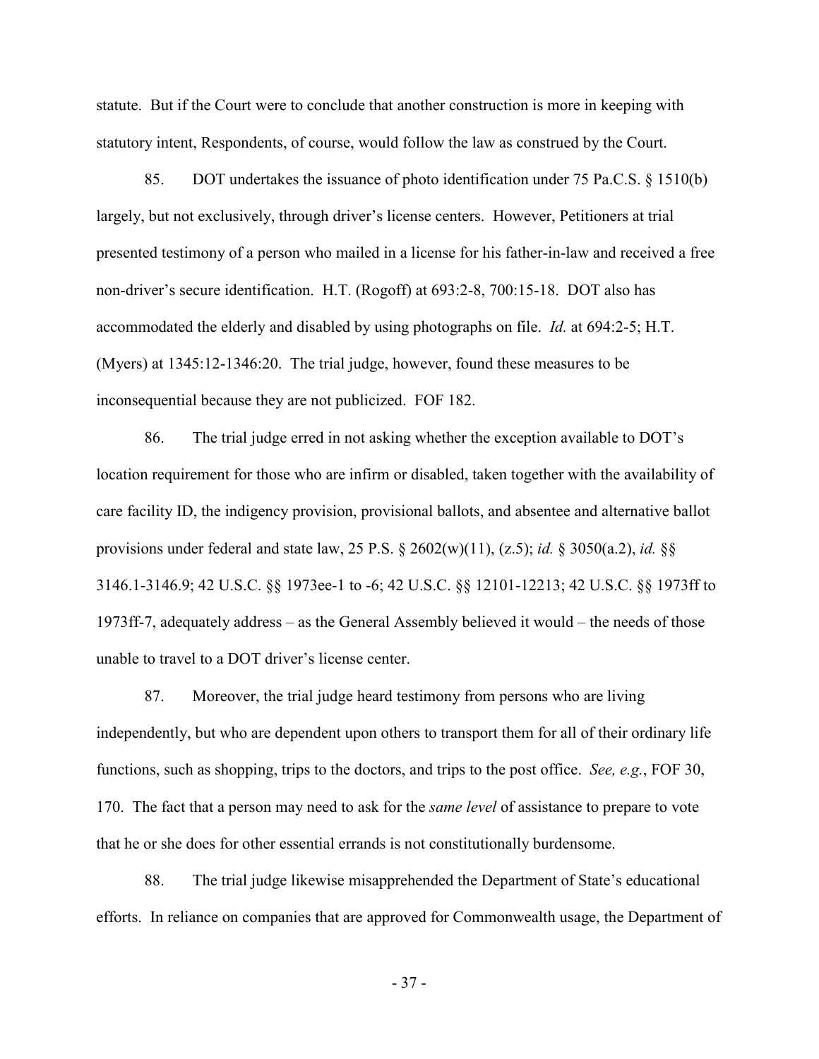statute. But if the Court were to conclude that another construction is more in keeping with statutory intent, Respondents, of course, would follow the law as construed by the Court.

85. DOT undertakes the issuance of photo identification under 75 Pa.C.S. § 1510(b) largely, but not exclusively, through driver's license centers. However, Petitioners at trial presented testimony of a person who mailed in a license for his father-in-law and received a free non-driver's secure identification. H.T. (Rogoff) at 693:2-8, 700:15-18. DOT also has accommodated the elderly and disabled by using photographs on file. *Id.* at 694:2-5; H.T. (Myers) at 1345:12-1346:20. The trial judge, however, found these measures to be inconsequential because they are not publicized. FOF 182.

86. The trial judge erred in not asking whether the exception available to DOT's location requirement for those who are infirm or disabled, taken together with the availability of care facility ID, the indigency provision, provisional ballots, and absentee and alternative ballot provisions under federal and state law, 25 P.S. § 2602(w)(11), (z.5); *id.* § 3050(a.2), *id.* §§ 3146.1-3146.9; 42 U.S.C. §§ 1973ee-1 to -6; 42 U.S.C. §§ 12101-12213; 42 U.S.C. §§ 1973ff to 1973ff-7, adequately address – as the General Assembly believed it would – the needs of those unable to travel to a DOT driver's license center.

87. Moreover, the trial judge heard testimony from persons who are living independently, but who are dependent upon others to transport them for all of their ordinary life functions, such as shopping, trips to the doctors, and trips to the post office. *See, e.g.*, FOF 30, 170. The fact that a person may need to ask for the *same level* of assistance to prepare to vote that he or she does for other essential errands is not constitutionally burdensome.

88. The trial judge likewise misapprehended the Department of State's educational efforts. In reliance on companies that are approved for Commonwealth usage, the Department of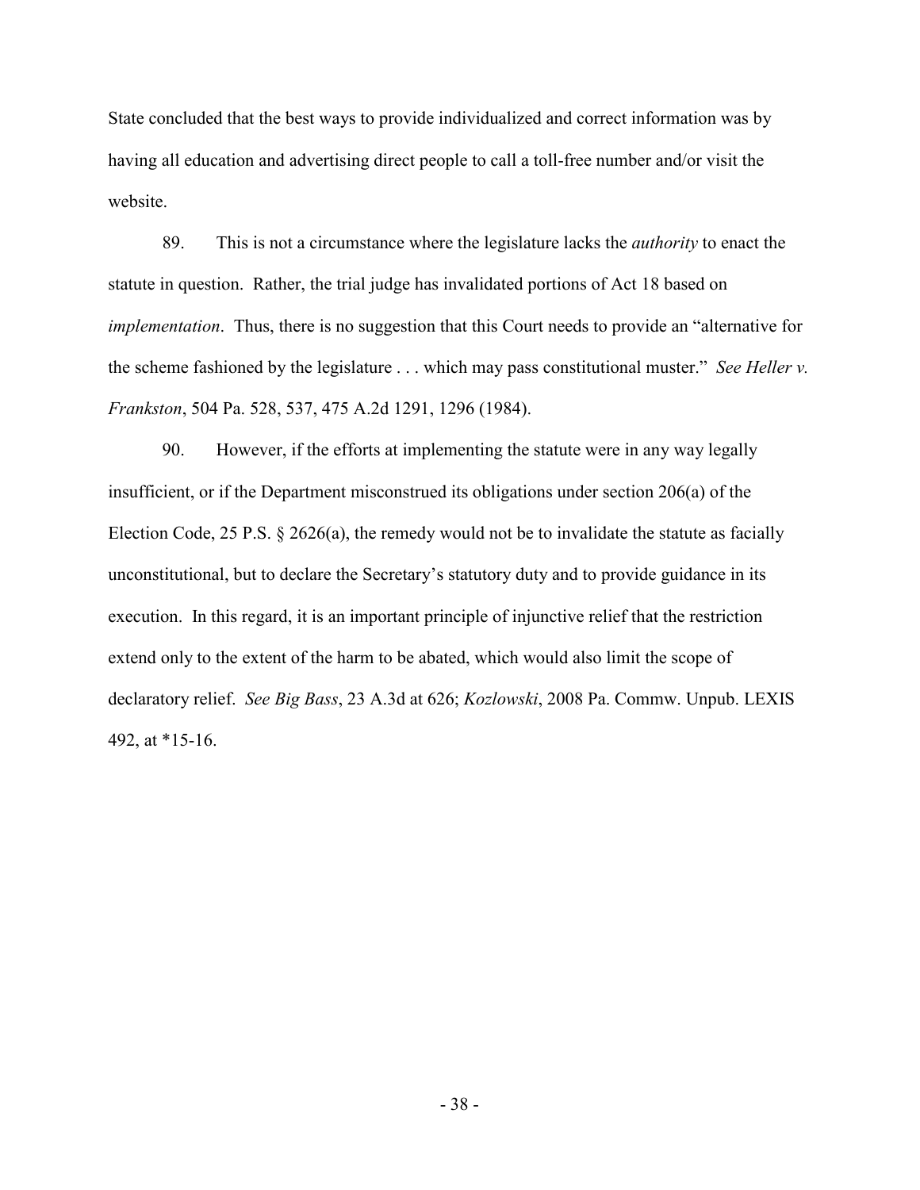State concluded that the best ways to provide individualized and correct information was by having all education and advertising direct people to call a toll-free number and/or visit the website.

89. This is not a circumstance where the legislature lacks the *authority* to enact the statute in question. Rather, the trial judge has invalidated portions of Act 18 based on *implementation*. Thus, there is no suggestion that this Court needs to provide an "alternative for the scheme fashioned by the legislature . . . which may pass constitutional muster." *See Heller v. Frankston*, 504 Pa. 528, 537, 475 A.2d 1291, 1296 (1984).

90. However, if the efforts at implementing the statute were in any way legally insufficient, or if the Department misconstrued its obligations under section 206(a) of the Election Code, 25 P.S. § 2626(a), the remedy would not be to invalidate the statute as facially unconstitutional, but to declare the Secretary's statutory duty and to provide guidance in its execution. In this regard, it is an important principle of injunctive relief that the restriction extend only to the extent of the harm to be abated, which would also limit the scope of declaratory relief. *See Big Bass*, 23 A.3d at 626; *Kozlowski*, 2008 Pa. Commw. Unpub. LEXIS 492, at *15-16.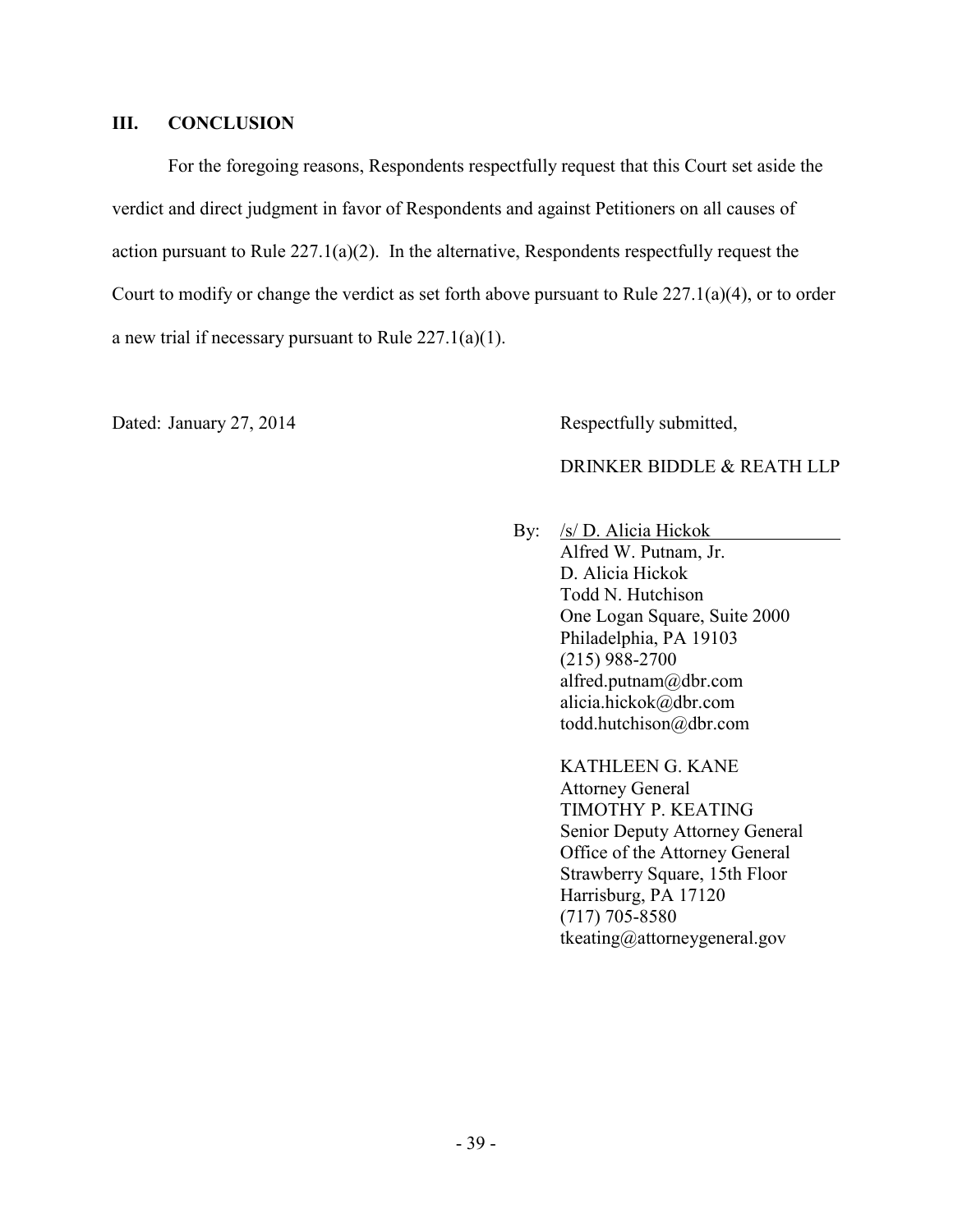## III. CONCLUSION

For the foregoing reasons, Respondents respectfully request that this Court set aside the verdict and direct judgment in favor of Respondents and against Petitioners on all causes of action pursuant to Rule 227.1(a)(2). In the alternative, Respondents respectfully request the Court to modify or change the verdict as set forth above pursuant to Rule 227.1(a)(4), or to order a new trial if necessary pursuant to Rule 227.1(a)(1).

Dated: January 27, 2014

Respectfully submitted,

DRINKER BIDDLE & REATH LLP

By: /s/ D. Alicia Hickok
Alfred W. Putnam, Jr.
D. Alicia Hickok
Todd N. Hutchison
One Logan Square, Suite 2000
Philadelphia, PA 19103
(215) 988-2700
alfred.putnam@dbr.com
alicia.hickok@dbr.com
todd.hutchison@dbr.com

KATHLEEN G. KANE
Attorney General
TIMOTHY P. KEATING
Senior Deputy Attorney General
Office of the Attorney General
Strawberry Square, 15th Floor
Harrisburg, PA 17120
(717) 705-8580
tkeating@attorneygeneral.gov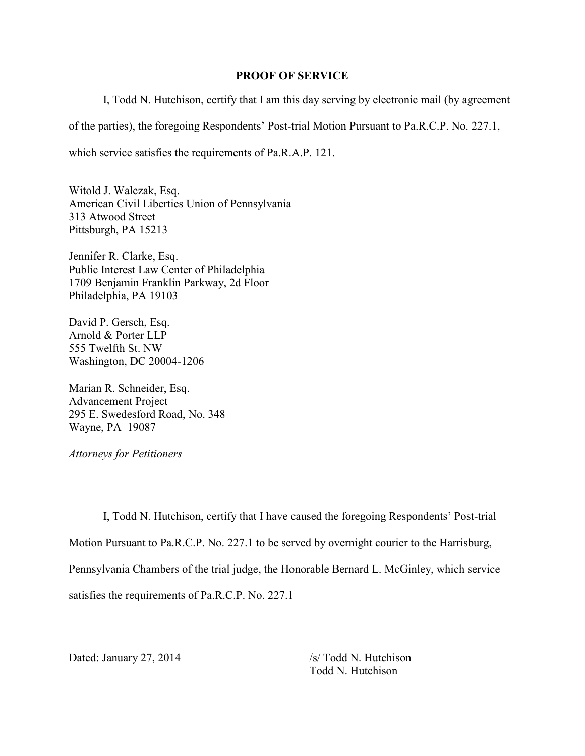## PROOF OF SERVICE

I, Todd N. Hutchison, certify that I am this day serving by electronic mail (by agreement of the parties), the foregoing Respondents' Post-trial Motion Pursuant to Pa.R.C.P. No. 227.1, which service satisfies the requirements of Pa.R.A.P. 121.

Witold J. Walczak, Esq.
American Civil Liberties Union of Pennsylvania
313 Atwood Street
Pittsburgh, PA 15213

Jennifer R. Clarke, Esq.
Public Interest Law Center of Philadelphia
1709 Benjamin Franklin Parkway, 2d Floor
Philadelphia, PA 19103

David P. Gersch, Esq.
Arnold & Porter LLP
555 Twelfth St. NW
Washington, DC 20004-1206

Marian R. Schneider, Esq.
Advancement Project
295 E. Swedesford Road, No. 348
Wayne, PA 19087

*Attorneys for Petitioners*

I, Todd N. Hutchison, certify that I have caused the foregoing Respondents' Post-trial Motion Pursuant to Pa.R.C.P. No. 227.1 to be served by overnight courier to the Harrisburg, Pennsylvania Chambers of the trial judge, the Honorable Bernard L. McGinley, which service satisfies the requirements of Pa.R.C.P. No. 227.1

Dated: January 27, 2014

/s/ Todd N. Hutchison
Todd N. Hutchison